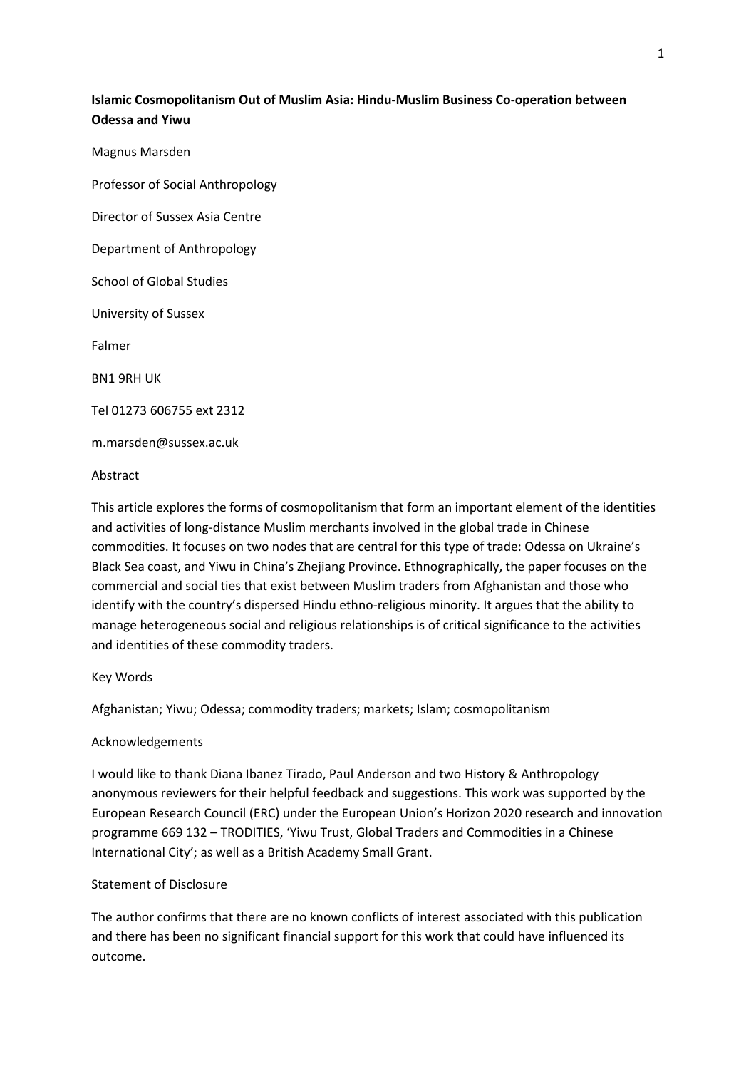**Islamic Cosmopolitanism Out of Muslim Asia: Hindu-Muslim Business Co-operation between Odessa and Yiwu**

Magnus Marsden

Professor of Social Anthropology

Director of Sussex Asia Centre

Department of Anthropology

School of Global Studies

University of Sussex

Falmer

BN1 9RH UK

Tel 01273 606755 ext 2312

m.marsden@sussex.ac.uk

Abstract

This article explores the forms of cosmopolitanism that form an important element of the identities and activities of long-distance Muslim merchants involved in the global trade in Chinese commodities. It focuses on two nodes that are central for this type of trade: Odessa on Ukraine's Black Sea coast, and Yiwu in China's Zhejiang Province. Ethnographically, the paper focuses on the commercial and social ties that exist between Muslim traders from Afghanistan and those who identify with the country's dispersed Hindu ethno-religious minority. It argues that the ability to manage heterogeneous social and religious relationships is of critical significance to the activities and identities of these commodity traders.

Key Words

Afghanistan; Yiwu; Odessa; commodity traders; markets; Islam; cosmopolitanism

Acknowledgements

I would like to thank Diana Ibanez Tirado, Paul Anderson and two History & Anthropology anonymous reviewers for their helpful feedback and suggestions. This work was supported by the European Research Council (ERC) under the European Union's Horizon 2020 research and innovation programme 669 132 – TRODITIES, 'Yiwu Trust, Global Traders and Commodities in a Chinese International City'; as well as a British Academy Small Grant.

Statement of Disclosure

The author confirms that there are no known conflicts of interest associated with this publication and there has been no significant financial support for this work that could have influenced its outcome.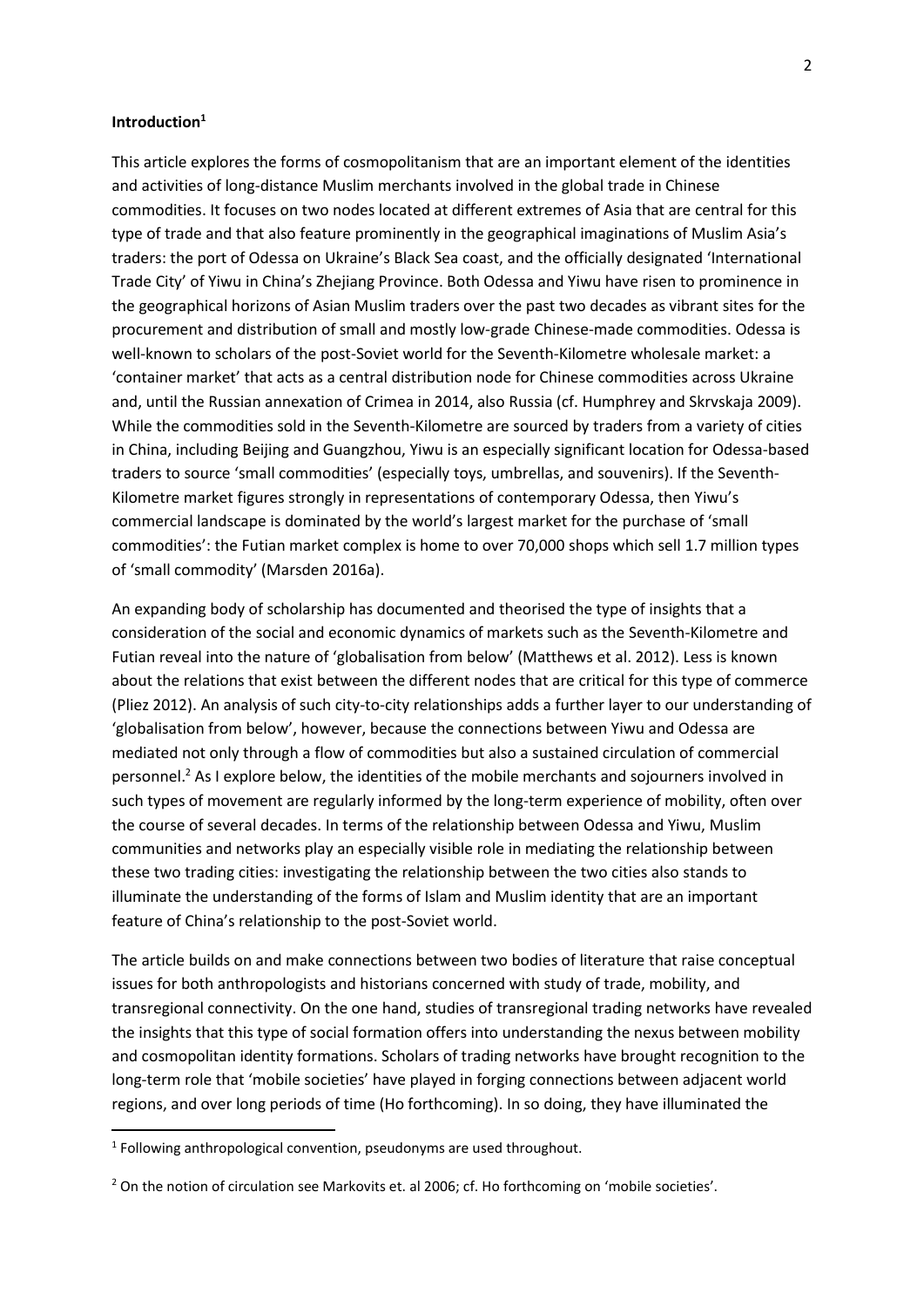**Introduction**[1]

This article explores the forms of cosmopolitanism that are an important element of the identities and activities of long-distance Muslim merchants involved in the global trade in Chinese commodities. It focuses on two nodes located at different extremes of Asia that are central for this type of trade and that also feature prominently in the geographical imaginations of Muslim Asia's traders: the port of Odessa on Ukraine's Black Sea coast, and the officially designated 'International Trade City' of Yiwu in China's Zhejiang Province. Both Odessa and Yiwu have risen to prominence in the geographical horizons of Asian Muslim traders over the past two decades as vibrant sites for the procurement and distribution of small and mostly low-grade Chinese-made commodities. Odessa is well-known to scholars of the post-Soviet world for the Seventh-Kilometre wholesale market: a 'container market' that acts as a central distribution node for Chinese commodities across Ukraine and, until the Russian annexation of Crimea in 2014, also Russia (cf. Humphrey and Skrvskaja 2009). While the commodities sold in the Seventh-Kilometre are sourced by traders from a variety of cities in China, including Beijing and Guangzhou, Yiwu is an especially significant location for Odessa-based traders to source 'small commodities' (especially toys, umbrellas, and souvenirs). If the Seventh-Kilometre market figures strongly in representations of contemporary Odessa, then Yiwu's commercial landscape is dominated by the world's largest market for the purchase of 'small commodities': the Futian market complex is home to over 70,000 shops which sell 1.7 million types of 'small commodity' (Marsden 2016a).

An expanding body of scholarship has documented and theorised the type of insights that a consideration of the social and economic dynamics of markets such as the Seventh-Kilometre and Futian reveal into the nature of 'globalisation from below' (Matthews et al. 2012). Less is known about the relations that exist between the different nodes that are critical for this type of commerce (Pliez 2012). An analysis of such city-to-city relationships adds a further layer to our understanding of 'globalisation from below', however, because the connections between Yiwu and Odessa are mediated not only through a flow of commodities but also a sustained circulation of commercial personnel.[2] As I explore below, the identities of the mobile merchants and sojourners involved in such types of movement are regularly informed by the long-term experience of mobility, often over the course of several decades. In terms of the relationship between Odessa and Yiwu, Muslim communities and networks play an especially visible role in mediating the relationship between these two trading cities: investigating the relationship between the two cities also stands to illuminate the understanding of the forms of Islam and Muslim identity that are an important feature of China's relationship to the post-Soviet world.

The article builds on and make connections between two bodies of literature that raise conceptual issues for both anthropologists and historians concerned with study of trade, mobility, and transregional connectivity. On the one hand, studies of transregional trading networks have revealed the insights that this type of social formation offers into understanding the nexus between mobility and cosmopolitan identity formations. Scholars of trading networks have brought recognition to the long-term role that 'mobile societies' have played in forging connections between adjacent world regions, and over long periods of time (Ho forthcoming). In so doing, they have illuminated the

---

[1] Following anthropological convention, pseudonyms are used throughout.

[2] On the notion of circulation see Markovits et. al 2006; cf. Ho forthcoming on 'mobile societies'.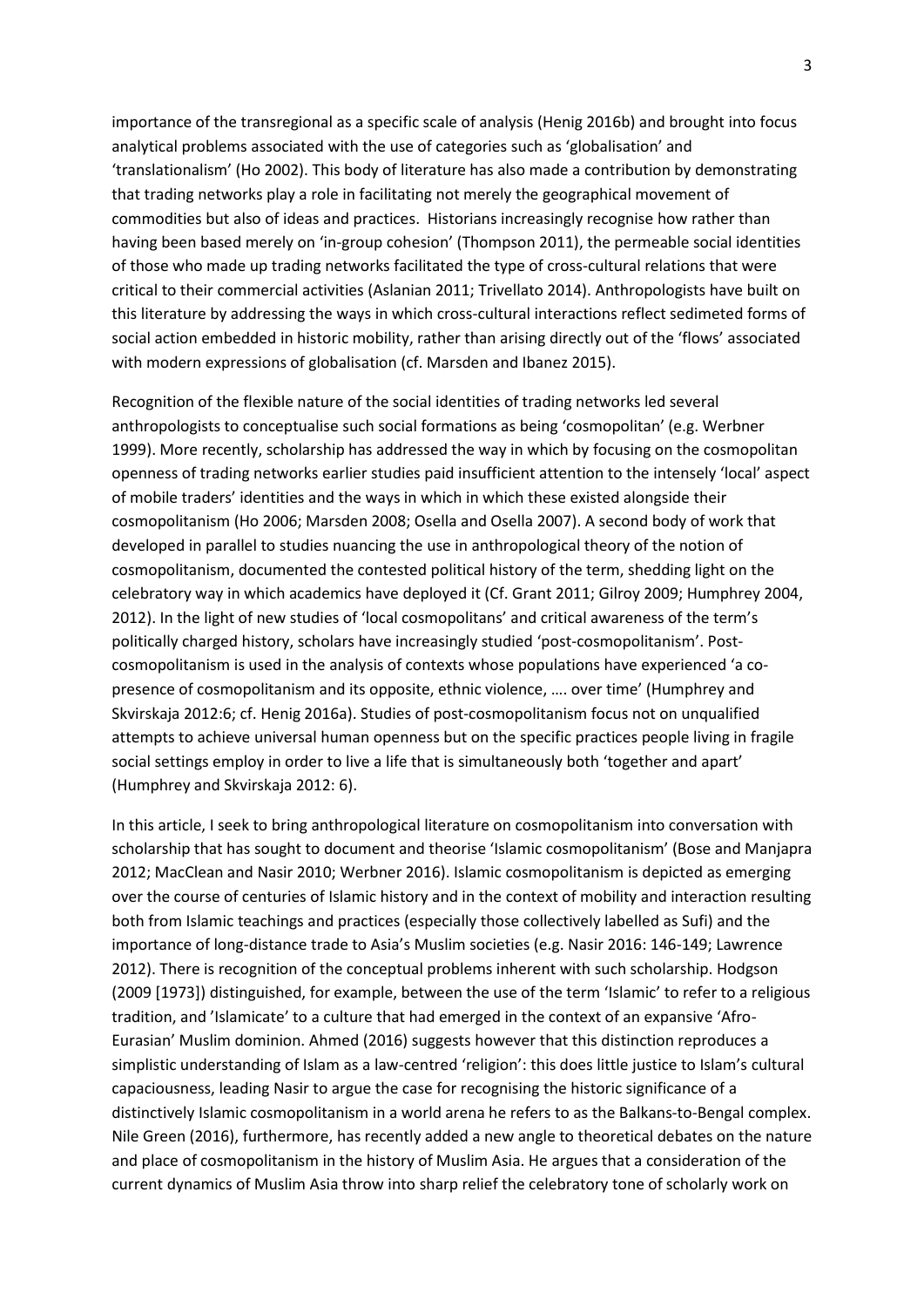importance of the transregional as a specific scale of analysis (Henig 2016b) and brought into focus analytical problems associated with the use of categories such as 'globalisation' and 'translationalism' (Ho 2002). This body of literature has also made a contribution by demonstrating that trading networks play a role in facilitating not merely the geographical movement of commodities but also of ideas and practices. Historians increasingly recognise how rather than having been based merely on 'in-group cohesion' (Thompson 2011), the permeable social identities of those who made up trading networks facilitated the type of cross-cultural relations that were critical to their commercial activities (Aslanian 2011; Trivellato 2014). Anthropologists have built on this literature by addressing the ways in which cross-cultural interactions reflect sedimeted forms of social action embedded in historic mobility, rather than arising directly out of the 'flows' associated with modern expressions of globalisation (cf. Marsden and Ibanez 2015).

Recognition of the flexible nature of the social identities of trading networks led several anthropologists to conceptualise such social formations as being 'cosmopolitan' (e.g. Werbner 1999). More recently, scholarship has addressed the way in which by focusing on the cosmopolitan openness of trading networks earlier studies paid insufficient attention to the intensely 'local' aspect of mobile traders' identities and the ways in which in which these existed alongside their cosmopolitanism (Ho 2006; Marsden 2008; Osella and Osella 2007). A second body of work that developed in parallel to studies nuancing the use in anthropological theory of the notion of cosmopolitanism, documented the contested political history of the term, shedding light on the celebratory way in which academics have deployed it (Cf. Grant 2011; Gilroy 2009; Humphrey 2004, 2012). In the light of new studies of 'local cosmopolitans' and critical awareness of the term's politically charged history, scholars have increasingly studied 'post-cosmopolitanism'. Post-cosmopolitanism is used in the analysis of contexts whose populations have experienced 'a co-presence of cosmopolitanism and its opposite, ethnic violence, …. over time' (Humphrey and Skvirskaja 2012:6; cf. Henig 2016a). Studies of post-cosmopolitanism focus not on unqualified attempts to achieve universal human openness but on the specific practices people living in fragile social settings employ in order to live a life that is simultaneously both 'together and apart' (Humphrey and Skvirskaja 2012: 6).

In this article, I seek to bring anthropological literature on cosmopolitanism into conversation with scholarship that has sought to document and theorise 'Islamic cosmopolitanism' (Bose and Manjapra 2012; MacClean and Nasir 2010; Werbner 2016). Islamic cosmopolitanism is depicted as emerging over the course of centuries of Islamic history and in the context of mobility and interaction resulting both from Islamic teachings and practices (especially those collectively labelled as Sufi) and the importance of long-distance trade to Asia's Muslim societies (e.g. Nasir 2016: 146-149; Lawrence 2012). There is recognition of the conceptual problems inherent with such scholarship. Hodgson (2009 [1973]) distinguished, for example, between the use of the term 'Islamic' to refer to a religious tradition, and 'Islamicate' to a culture that had emerged in the context of an expansive 'Afro-Eurasian' Muslim dominion. Ahmed (2016) suggests however that this distinction reproduces a simplistic understanding of Islam as a law-centred 'religion': this does little justice to Islam's cultural capaciousness, leading Nasir to argue the case for recognising the historic significance of a distinctively Islamic cosmopolitanism in a world arena he refers to as the Balkans-to-Bengal complex. Nile Green (2016), furthermore, has recently added a new angle to theoretical debates on the nature and place of cosmopolitanism in the history of Muslim Asia. He argues that a consideration of the current dynamics of Muslim Asia throw into sharp relief the celebratory tone of scholarly work on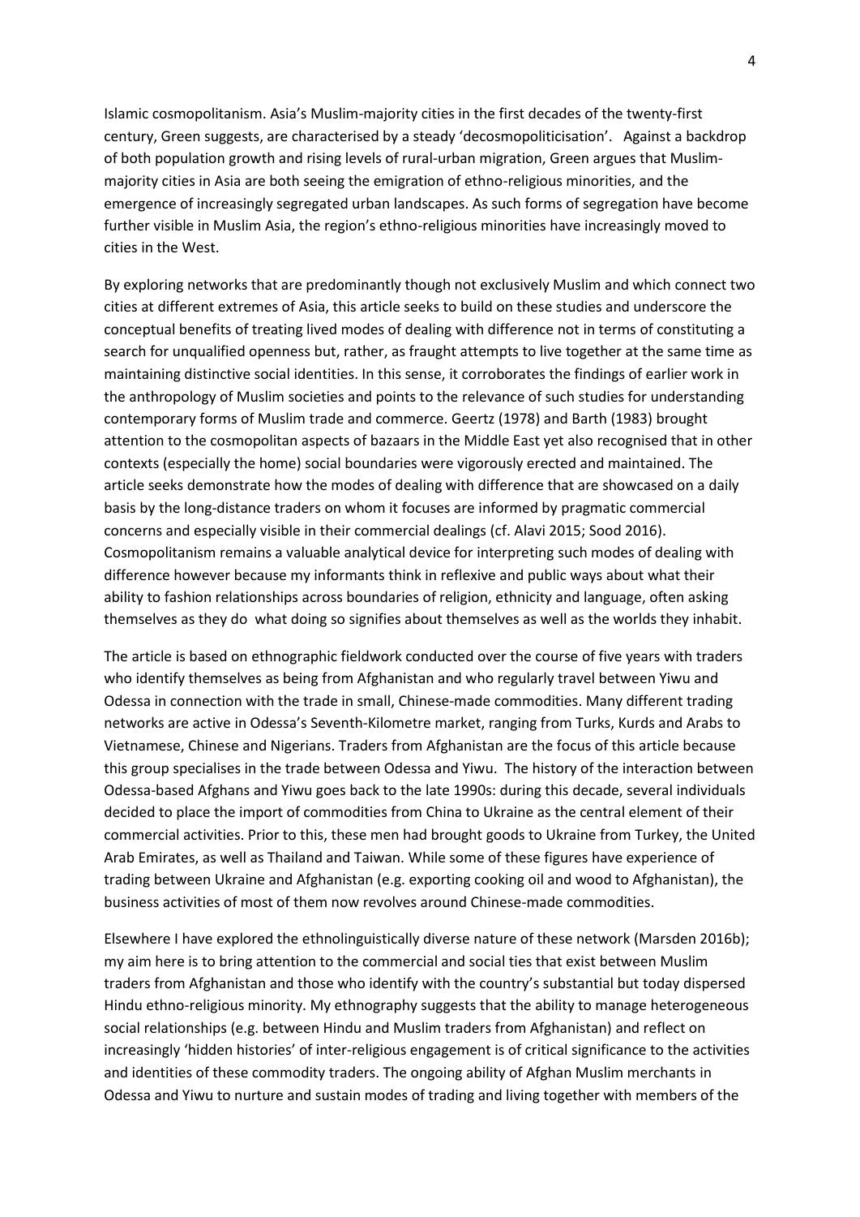Islamic cosmopolitanism. Asia's Muslim-majority cities in the first decades of the twenty-first century, Green suggests, are characterised by a steady 'decosmopoliticisation'. Against a backdrop of both population growth and rising levels of rural-urban migration, Green argues that Muslim-majority cities in Asia are both seeing the emigration of ethno-religious minorities, and the emergence of increasingly segregated urban landscapes. As such forms of segregation have become further visible in Muslim Asia, the region's ethno-religious minorities have increasingly moved to cities in the West.

By exploring networks that are predominantly though not exclusively Muslim and which connect two cities at different extremes of Asia, this article seeks to build on these studies and underscore the conceptual benefits of treating lived modes of dealing with difference not in terms of constituting a search for unqualified openness but, rather, as fraught attempts to live together at the same time as maintaining distinctive social identities. In this sense, it corroborates the findings of earlier work in the anthropology of Muslim societies and points to the relevance of such studies for understanding contemporary forms of Muslim trade and commerce. Geertz (1978) and Barth (1983) brought attention to the cosmopolitan aspects of bazaars in the Middle East yet also recognised that in other contexts (especially the home) social boundaries were vigorously erected and maintained. The article seeks demonstrate how the modes of dealing with difference that are showcased on a daily basis by the long-distance traders on whom it focuses are informed by pragmatic commercial concerns and especially visible in their commercial dealings (cf. Alavi 2015; Sood 2016). Cosmopolitanism remains a valuable analytical device for interpreting such modes of dealing with difference however because my informants think in reflexive and public ways about what their ability to fashion relationships across boundaries of religion, ethnicity and language, often asking themselves as they do what doing so signifies about themselves as well as the worlds they inhabit.

The article is based on ethnographic fieldwork conducted over the course of five years with traders who identify themselves as being from Afghanistan and who regularly travel between Yiwu and Odessa in connection with the trade in small, Chinese-made commodities. Many different trading networks are active in Odessa's Seventh-Kilometre market, ranging from Turks, Kurds and Arabs to Vietnamese, Chinese and Nigerians. Traders from Afghanistan are the focus of this article because this group specialises in the trade between Odessa and Yiwu. The history of the interaction between Odessa-based Afghans and Yiwu goes back to the late 1990s: during this decade, several individuals decided to place the import of commodities from China to Ukraine as the central element of their commercial activities. Prior to this, these men had brought goods to Ukraine from Turkey, the United Arab Emirates, as well as Thailand and Taiwan. While some of these figures have experience of trading between Ukraine and Afghanistan (e.g. exporting cooking oil and wood to Afghanistan), the business activities of most of them now revolves around Chinese-made commodities.

Elsewhere I have explored the ethnolinguistically diverse nature of these network (Marsden 2016b); my aim here is to bring attention to the commercial and social ties that exist between Muslim traders from Afghanistan and those who identify with the country's substantial but today dispersed Hindu ethno-religious minority. My ethnography suggests that the ability to manage heterogeneous social relationships (e.g. between Hindu and Muslim traders from Afghanistan) and reflect on increasingly 'hidden histories' of inter-religious engagement is of critical significance to the activities and identities of these commodity traders. The ongoing ability of Afghan Muslim merchants in Odessa and Yiwu to nurture and sustain modes of trading and living together with members of the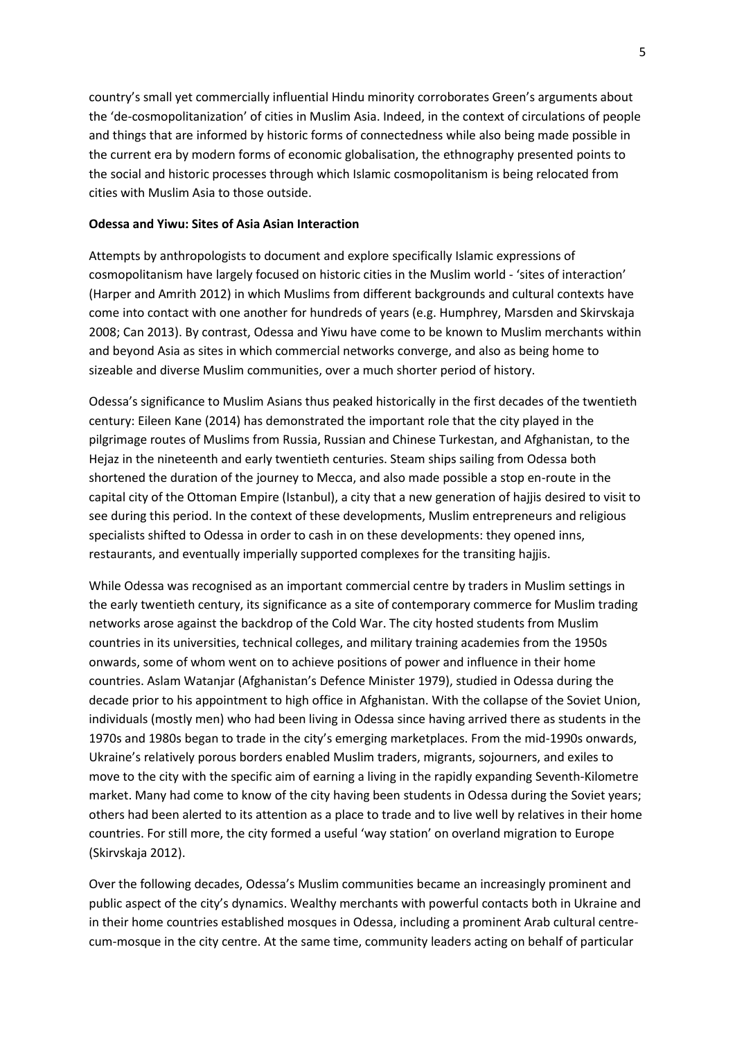country's small yet commercially influential Hindu minority corroborates Green's arguments about the 'de-cosmopolitanization' of cities in Muslim Asia. Indeed, in the context of circulations of people and things that are informed by historic forms of connectedness while also being made possible in the current era by modern forms of economic globalisation, the ethnography presented points to the social and historic processes through which Islamic cosmopolitanism is being relocated from cities with Muslim Asia to those outside.

**Odessa and Yiwu: Sites of Asia Asian Interaction**

Attempts by anthropologists to document and explore specifically Islamic expressions of cosmopolitanism have largely focused on historic cities in the Muslim world - 'sites of interaction' (Harper and Amrith 2012) in which Muslims from different backgrounds and cultural contexts have come into contact with one another for hundreds of years (e.g. Humphrey, Marsden and Skirvskaja 2008; Can 2013). By contrast, Odessa and Yiwu have come to be known to Muslim merchants within and beyond Asia as sites in which commercial networks converge, and also as being home to sizeable and diverse Muslim communities, over a much shorter period of history.

Odessa's significance to Muslim Asians thus peaked historically in the first decades of the twentieth century: Eileen Kane (2014) has demonstrated the important role that the city played in the pilgrimage routes of Muslims from Russia, Russian and Chinese Turkestan, and Afghanistan, to the Hejaz in the nineteenth and early twentieth centuries. Steam ships sailing from Odessa both shortened the duration of the journey to Mecca, and also made possible a stop en-route in the capital city of the Ottoman Empire (Istanbul), a city that a new generation of hajjis desired to visit to see during this period. In the context of these developments, Muslim entrepreneurs and religious specialists shifted to Odessa in order to cash in on these developments: they opened inns, restaurants, and eventually imperially supported complexes for the transiting hajjis.

While Odessa was recognised as an important commercial centre by traders in Muslim settings in the early twentieth century, its significance as a site of contemporary commerce for Muslim trading networks arose against the backdrop of the Cold War. The city hosted students from Muslim countries in its universities, technical colleges, and military training academies from the 1950s onwards, some of whom went on to achieve positions of power and influence in their home countries. Aslam Watanjar (Afghanistan's Defence Minister 1979), studied in Odessa during the decade prior to his appointment to high office in Afghanistan. With the collapse of the Soviet Union, individuals (mostly men) who had been living in Odessa since having arrived there as students in the 1970s and 1980s began to trade in the city's emerging marketplaces. From the mid-1990s onwards, Ukraine's relatively porous borders enabled Muslim traders, migrants, sojourners, and exiles to move to the city with the specific aim of earning a living in the rapidly expanding Seventh-Kilometre market. Many had come to know of the city having been students in Odessa during the Soviet years; others had been alerted to its attention as a place to trade and to live well by relatives in their home countries. For still more, the city formed a useful 'way station' on overland migration to Europe (Skirvskaja 2012).

Over the following decades, Odessa's Muslim communities became an increasingly prominent and public aspect of the city's dynamics. Wealthy merchants with powerful contacts both in Ukraine and in their home countries established mosques in Odessa, including a prominent Arab cultural centre-cum-mosque in the city centre. At the same time, community leaders acting on behalf of particular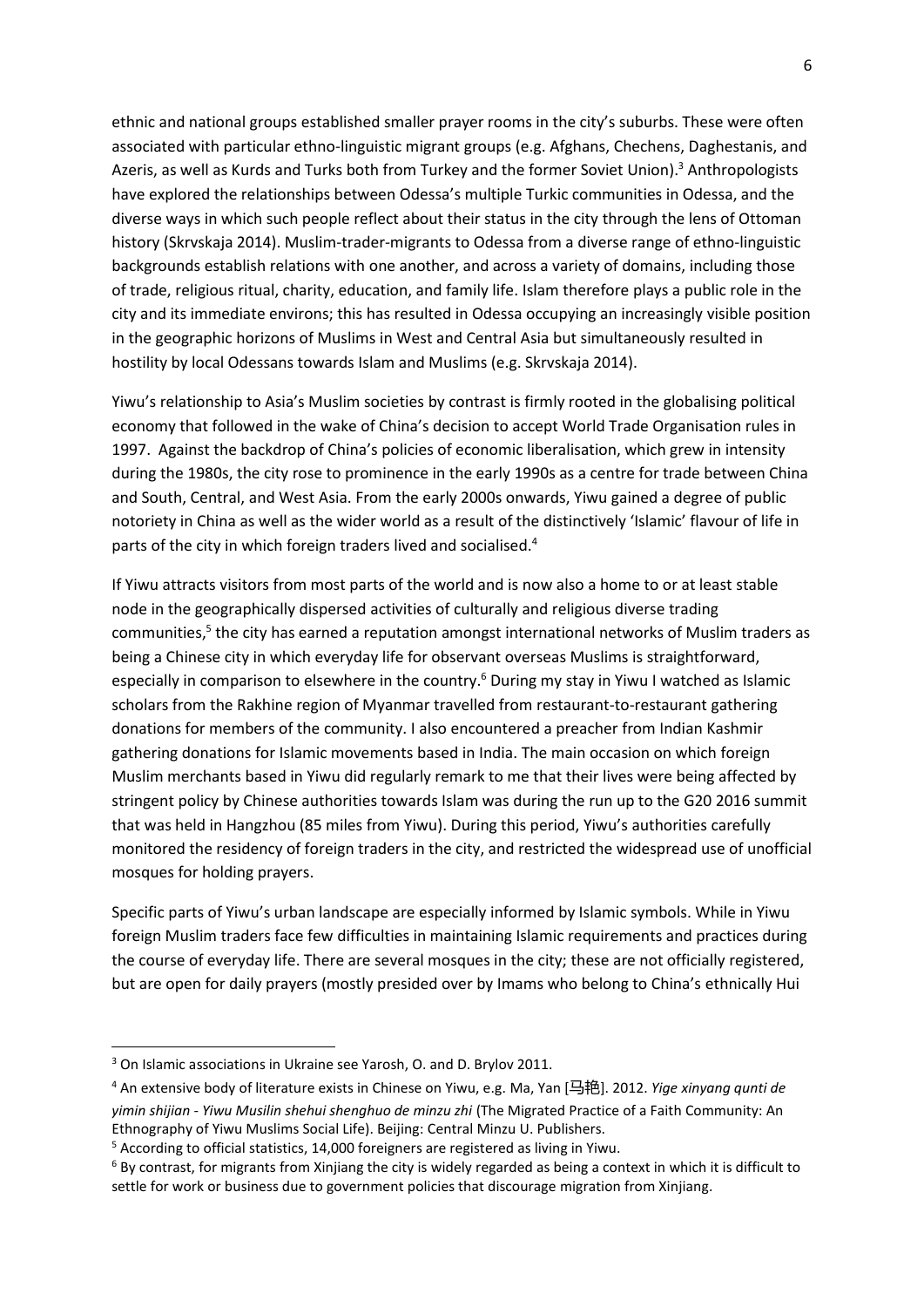ethnic and national groups established smaller prayer rooms in the city's suburbs. These were often associated with particular ethno-linguistic migrant groups (e.g. Afghans, Chechens, Daghestanis, and Azeris, as well as Kurds and Turks both from Turkey and the former Soviet Union).[3] Anthropologists have explored the relationships between Odessa's multiple Turkic communities in Odessa, and the diverse ways in which such people reflect about their status in the city through the lens of Ottoman history (Skrvskaja 2014). Muslim-trader-migrants to Odessa from a diverse range of ethno-linguistic backgrounds establish relations with one another, and across a variety of domains, including those of trade, religious ritual, charity, education, and family life. Islam therefore plays a public role in the city and its immediate environs; this has resulted in Odessa occupying an increasingly visible position in the geographic horizons of Muslims in West and Central Asia but simultaneously resulted in hostility by local Odessans towards Islam and Muslims (e.g. Skrvskaja 2014).

Yiwu's relationship to Asia's Muslim societies by contrast is firmly rooted in the globalising political economy that followed in the wake of China's decision to accept World Trade Organisation rules in 1997. Against the backdrop of China's policies of economic liberalisation, which grew in intensity during the 1980s, the city rose to prominence in the early 1990s as a centre for trade between China and South, Central, and West Asia. From the early 2000s onwards, Yiwu gained a degree of public notoriety in China as well as the wider world as a result of the distinctively 'Islamic' flavour of life in parts of the city in which foreign traders lived and socialised.[4]

If Yiwu attracts visitors from most parts of the world and is now also a home to or at least stable node in the geographically dispersed activities of culturally and religious diverse trading communities,[5] the city has earned a reputation amongst international networks of Muslim traders as being a Chinese city in which everyday life for observant overseas Muslims is straightforward, especially in comparison to elsewhere in the country.[6] During my stay in Yiwu I watched as Islamic scholars from the Rakhine region of Myanmar travelled from restaurant-to-restaurant gathering donations for members of the community. I also encountered a preacher from Indian Kashmir gathering donations for Islamic movements based in India. The main occasion on which foreign Muslim merchants based in Yiwu did regularly remark to me that their lives were being affected by stringent policy by Chinese authorities towards Islam was during the run up to the G20 2016 summit that was held in Hangzhou (85 miles from Yiwu). During this period, Yiwu's authorities carefully monitored the residency of foreign traders in the city, and restricted the widespread use of unofficial mosques for holding prayers.

Specific parts of Yiwu's urban landscape are especially informed by Islamic symbols. While in Yiwu foreign Muslim traders face few difficulties in maintaining Islamic requirements and practices during the course of everyday life. There are several mosques in the city; these are not officially registered, but are open for daily prayers (mostly presided over by Imams who belong to China's ethnically Hui

---

[3] On Islamic associations in Ukraine see Yarosh, O. and D. Brylov 2011.

[4] An extensive body of literature exists in Chinese on Yiwu, e.g. Ma, Yan [马艳]. 2012. *Yige xinyang qunti de yimin shijian - Yiwu Musilin shehui shenghuo de minzu zhi* (The Migrated Practice of a Faith Community: An Ethnography of Yiwu Muslims Social Life). Beijing: Central Minzu U. Publishers.

[5] According to official statistics, 14,000 foreigners are registered as living in Yiwu.

[6] By contrast, for migrants from Xinjiang the city is widely regarded as being a context in which it is difficult to settle for work or business due to government policies that discourage migration from Xinjiang.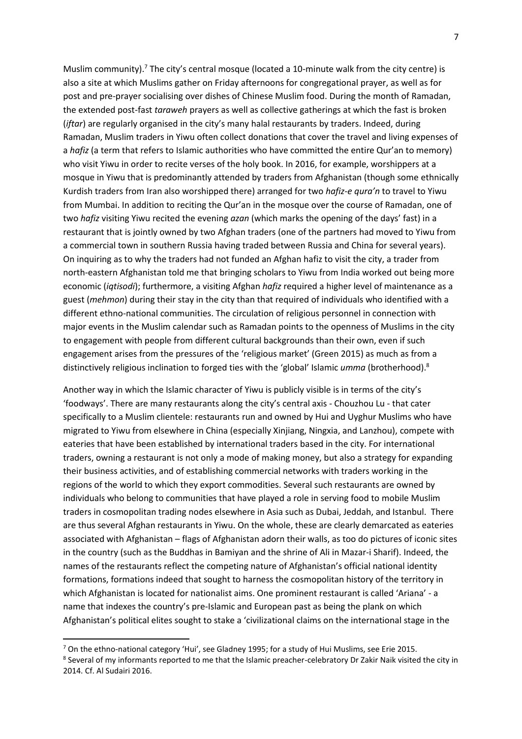Muslim community).[7] The city's central mosque (located a 10-minute walk from the city centre) is also a site at which Muslims gather on Friday afternoons for congregational prayer, as well as for post and pre-prayer socialising over dishes of Chinese Muslim food. During the month of Ramadan, the extended post-fast *taraweh* prayers as well as collective gatherings at which the fast is broken (*iftar*) are regularly organised in the city's many halal restaurants by traders. Indeed, during Ramadan, Muslim traders in Yiwu often collect donations that cover the travel and living expenses of a *hafiz* (a term that refers to Islamic authorities who have committed the entire Qur'an to memory) who visit Yiwu in order to recite verses of the holy book. In 2016, for example, worshippers at a mosque in Yiwu that is predominantly attended by traders from Afghanistan (though some ethnically Kurdish traders from Iran also worshipped there) arranged for two *hafiz-e qura'n* to travel to Yiwu from Mumbai. In addition to reciting the Qur'an in the mosque over the course of Ramadan, one of two *hafiz* visiting Yiwu recited the evening *azan* (which marks the opening of the days' fast) in a restaurant that is jointly owned by two Afghan traders (one of the partners had moved to Yiwu from a commercial town in southern Russia having traded between Russia and China for several years). On inquiring as to why the traders had not funded an Afghan hafiz to visit the city, a trader from north-eastern Afghanistan told me that bringing scholars to Yiwu from India worked out being more economic (*iqtisodi*); furthermore, a visiting Afghan *hafiz* required a higher level of maintenance as a guest (*mehmon*) during their stay in the city than that required of individuals who identified with a different ethno-national communities. The circulation of religious personnel in connection with major events in the Muslim calendar such as Ramadan points to the openness of Muslims in the city to engagement with people from different cultural backgrounds than their own, even if such engagement arises from the pressures of the 'religious market' (Green 2015) as much as from a distinctively religious inclination to forged ties with the 'global' Islamic *umma* (brotherhood).[8]

Another way in which the Islamic character of Yiwu is publicly visible is in terms of the city's 'foodways'. There are many restaurants along the city's central axis - Chouzhou Lu - that cater specifically to a Muslim clientele: restaurants run and owned by Hui and Uyghur Muslims who have migrated to Yiwu from elsewhere in China (especially Xinjiang, Ningxia, and Lanzhou), compete with eateries that have been established by international traders based in the city. For international traders, owning a restaurant is not only a mode of making money, but also a strategy for expanding their business activities, and of establishing commercial networks with traders working in the regions of the world to which they export commodities. Several such restaurants are owned by individuals who belong to communities that have played a role in serving food to mobile Muslim traders in cosmopolitan trading nodes elsewhere in Asia such as Dubai, Jeddah, and Istanbul. There are thus several Afghan restaurants in Yiwu. On the whole, these are clearly demarcated as eateries associated with Afghanistan – flags of Afghanistan adorn their walls, as too do pictures of iconic sites in the country (such as the Buddhas in Bamiyan and the shrine of Ali in Mazar-i Sharif). Indeed, the names of the restaurants reflect the competing nature of Afghanistan's official national identity formations, formations indeed that sought to harness the cosmopolitan history of the territory in which Afghanistan is located for nationalist aims. One prominent restaurant is called 'Ariana' - a name that indexes the country's pre-Islamic and European past as being the plank on which Afghanistan's political elites sought to stake a 'civilizational claims on the international stage in the

[7] On the ethno-national category 'Hui', see Gladney 1995; for a study of Hui Muslims, see Erie 2015.

[8] Several of my informants reported to me that the Islamic preacher-celebratory Dr Zakir Naik visited the city in 2014. Cf. Al Sudairi 2016.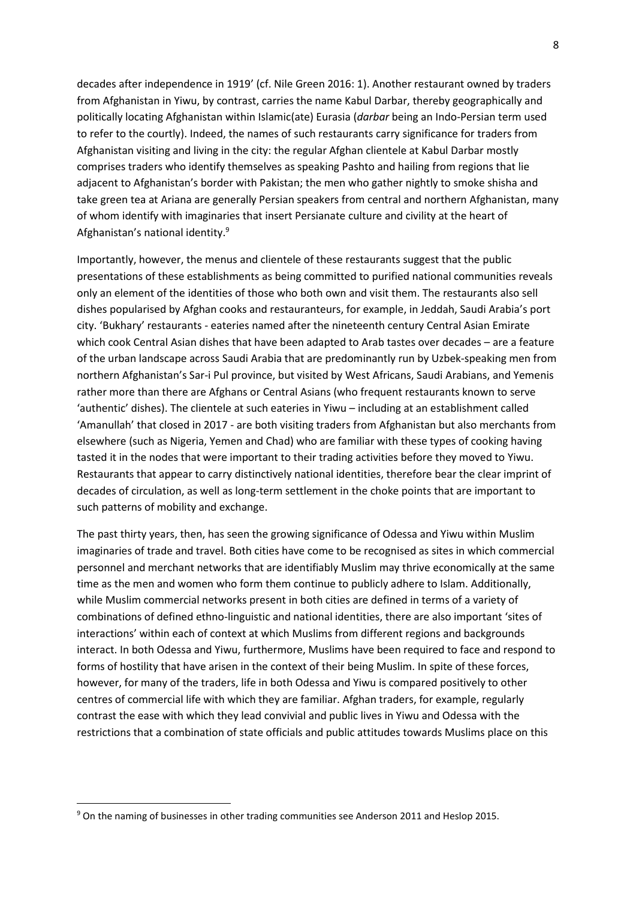decades after independence in 1919' (cf. Nile Green 2016: 1). Another restaurant owned by traders from Afghanistan in Yiwu, by contrast, carries the name Kabul Darbar, thereby geographically and politically locating Afghanistan within Islamic(ate) Eurasia (*darbar* being an Indo-Persian term used to refer to the courtly). Indeed, the names of such restaurants carry significance for traders from Afghanistan visiting and living in the city: the regular Afghan clientele at Kabul Darbar mostly comprises traders who identify themselves as speaking Pashto and hailing from regions that lie adjacent to Afghanistan's border with Pakistan; the men who gather nightly to smoke shisha and take green tea at Ariana are generally Persian speakers from central and northern Afghanistan, many of whom identify with imaginaries that insert Persianate culture and civility at the heart of Afghanistan's national identity.[9]

Importantly, however, the menus and clientele of these restaurants suggest that the public presentations of these establishments as being committed to purified national communities reveals only an element of the identities of those who both own and visit them. The restaurants also sell dishes popularised by Afghan cooks and restauranteurs, for example, in Jeddah, Saudi Arabia's port city. 'Bukhary' restaurants - eateries named after the nineteenth century Central Asian Emirate which cook Central Asian dishes that have been adapted to Arab tastes over decades – are a feature of the urban landscape across Saudi Arabia that are predominantly run by Uzbek-speaking men from northern Afghanistan's Sar-i Pul province, but visited by West Africans, Saudi Arabians, and Yemenis rather more than there are Afghans or Central Asians (who frequent restaurants known to serve 'authentic' dishes). The clientele at such eateries in Yiwu – including at an establishment called 'Amanullah' that closed in 2017 - are both visiting traders from Afghanistan but also merchants from elsewhere (such as Nigeria, Yemen and Chad) who are familiar with these types of cooking having tasted it in the nodes that were important to their trading activities before they moved to Yiwu. Restaurants that appear to carry distinctively national identities, therefore bear the clear imprint of decades of circulation, as well as long-term settlement in the choke points that are important to such patterns of mobility and exchange.

The past thirty years, then, has seen the growing significance of Odessa and Yiwu within Muslim imaginaries of trade and travel. Both cities have come to be recognised as sites in which commercial personnel and merchant networks that are identifiably Muslim may thrive economically at the same time as the men and women who form them continue to publicly adhere to Islam. Additionally, while Muslim commercial networks present in both cities are defined in terms of a variety of combinations of defined ethno-linguistic and national identities, there are also important 'sites of interactions' within each of context at which Muslims from different regions and backgrounds interact. In both Odessa and Yiwu, furthermore, Muslims have been required to face and respond to forms of hostility that have arisen in the context of their being Muslim. In spite of these forces, however, for many of the traders, life in both Odessa and Yiwu is compared positively to other centres of commercial life with which they are familiar. Afghan traders, for example, regularly contrast the ease with which they lead convivial and public lives in Yiwu and Odessa with the restrictions that a combination of state officials and public attitudes towards Muslims place on this

[9] On the naming of businesses in other trading communities see Anderson 2011 and Heslop 2015.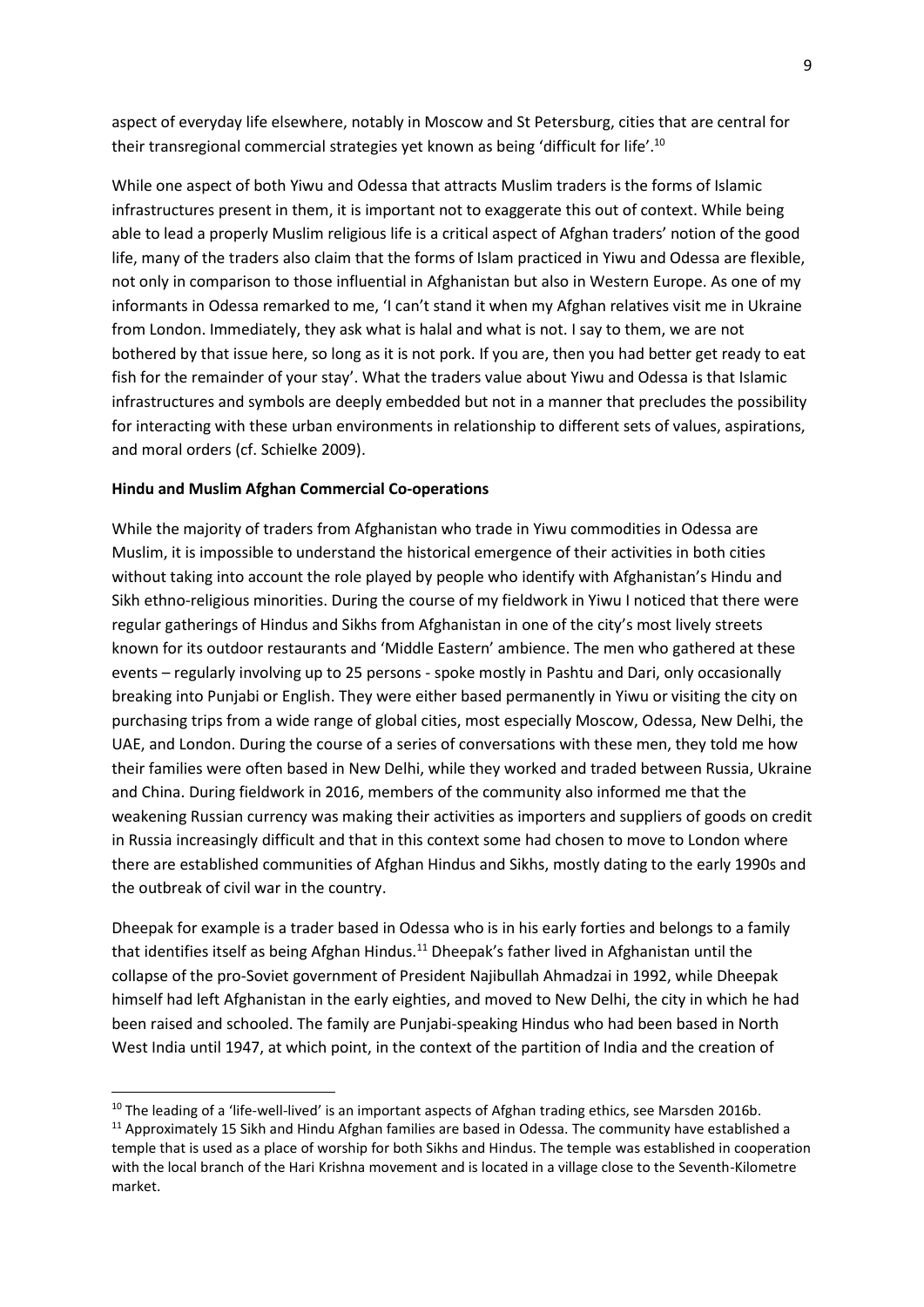aspect of everyday life elsewhere, notably in Moscow and St Petersburg, cities that are central for their transregional commercial strategies yet known as being 'difficult for life'.[10]

While one aspect of both Yiwu and Odessa that attracts Muslim traders is the forms of Islamic infrastructures present in them, it is important not to exaggerate this out of context. While being able to lead a properly Muslim religious life is a critical aspect of Afghan traders' notion of the good life, many of the traders also claim that the forms of Islam practiced in Yiwu and Odessa are flexible, not only in comparison to those influential in Afghanistan but also in Western Europe. As one of my informants in Odessa remarked to me, 'I can't stand it when my Afghan relatives visit me in Ukraine from London. Immediately, they ask what is halal and what is not. I say to them, we are not bothered by that issue here, so long as it is not pork. If you are, then you had better get ready to eat fish for the remainder of your stay'. What the traders value about Yiwu and Odessa is that Islamic infrastructures and symbols are deeply embedded but not in a manner that precludes the possibility for interacting with these urban environments in relationship to different sets of values, aspirations, and moral orders (cf. Schielke 2009).

**Hindu and Muslim Afghan Commercial Co-operations**

While the majority of traders from Afghanistan who trade in Yiwu commodities in Odessa are Muslim, it is impossible to understand the historical emergence of their activities in both cities without taking into account the role played by people who identify with Afghanistan's Hindu and Sikh ethno-religious minorities. During the course of my fieldwork in Yiwu I noticed that there were regular gatherings of Hindus and Sikhs from Afghanistan in one of the city's most lively streets known for its outdoor restaurants and 'Middle Eastern' ambience. The men who gathered at these events – regularly involving up to 25 persons - spoke mostly in Pashtu and Dari, only occasionally breaking into Punjabi or English. They were either based permanently in Yiwu or visiting the city on purchasing trips from a wide range of global cities, most especially Moscow, Odessa, New Delhi, the UAE, and London. During the course of a series of conversations with these men, they told me how their families were often based in New Delhi, while they worked and traded between Russia, Ukraine and China. During fieldwork in 2016, members of the community also informed me that the weakening Russian currency was making their activities as importers and suppliers of goods on credit in Russia increasingly difficult and that in this context some had chosen to move to London where there are established communities of Afghan Hindus and Sikhs, mostly dating to the early 1990s and the outbreak of civil war in the country.

Dheepak for example is a trader based in Odessa who is in his early forties and belongs to a family that identifies itself as being Afghan Hindus.[11] Dheepak's father lived in Afghanistan until the collapse of the pro-Soviet government of President Najibullah Ahmadzai in 1992, while Dheepak himself had left Afghanistan in the early eighties, and moved to New Delhi, the city in which he had been raised and schooled. The family are Punjabi-speaking Hindus who had been based in North West India until 1947, at which point, in the context of the partition of India and the creation of

[10] The leading of a 'life-well-lived' is an important aspects of Afghan trading ethics, see Marsden 2016b.

[11] Approximately 15 Sikh and Hindu Afghan families are based in Odessa. The community have established a temple that is used as a place of worship for both Sikhs and Hindus. The temple was established in cooperation with the local branch of the Hari Krishna movement and is located in a village close to the Seventh-Kilometre market.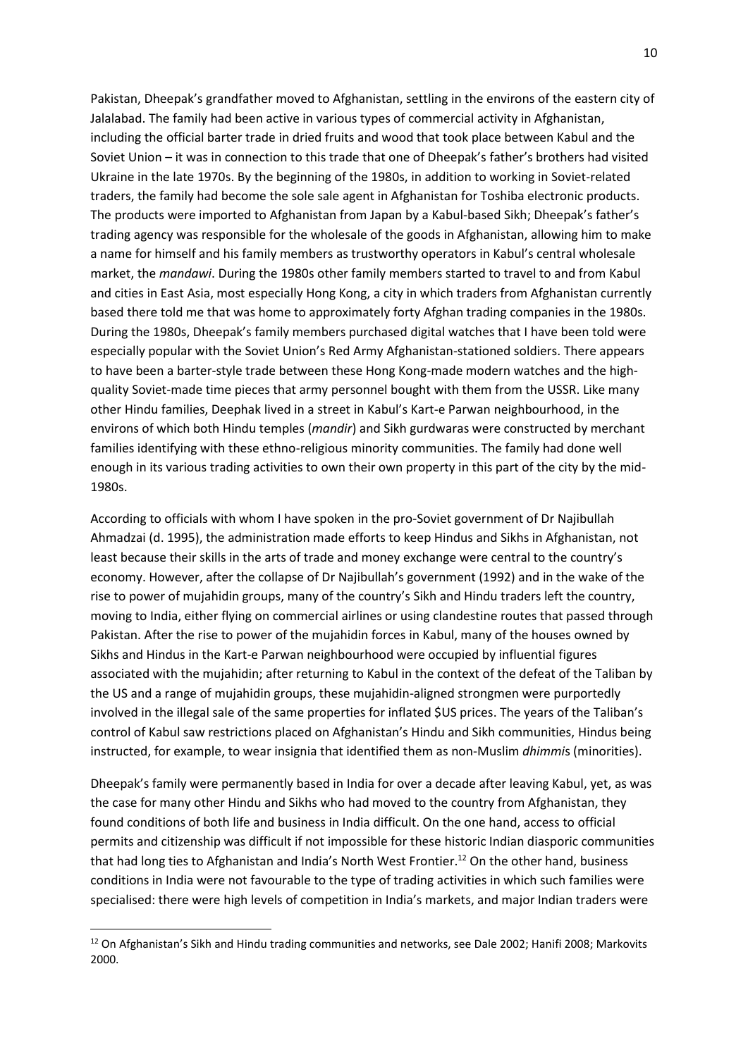Pakistan, Dheepak's grandfather moved to Afghanistan, settling in the environs of the eastern city of Jalalabad. The family had been active in various types of commercial activity in Afghanistan, including the official barter trade in dried fruits and wood that took place between Kabul and the Soviet Union – it was in connection to this trade that one of Dheepak's father's brothers had visited Ukraine in the late 1970s. By the beginning of the 1980s, in addition to working in Soviet-related traders, the family had become the sole sale agent in Afghanistan for Toshiba electronic products. The products were imported to Afghanistan from Japan by a Kabul-based Sikh; Dheepak's father's trading agency was responsible for the wholesale of the goods in Afghanistan, allowing him to make a name for himself and his family members as trustworthy operators in Kabul's central wholesale market, the *mandawi*. During the 1980s other family members started to travel to and from Kabul and cities in East Asia, most especially Hong Kong, a city in which traders from Afghanistan currently based there told me that was home to approximately forty Afghan trading companies in the 1980s. During the 1980s, Dheepak's family members purchased digital watches that I have been told were especially popular with the Soviet Union's Red Army Afghanistan-stationed soldiers. There appears to have been a barter-style trade between these Hong Kong-made modern watches and the high-quality Soviet-made time pieces that army personnel bought with them from the USSR. Like many other Hindu families, Deephak lived in a street in Kabul's Kart-e Parwan neighbourhood, in the environs of which both Hindu temples (*mandir*) and Sikh gurdwaras were constructed by merchant families identifying with these ethno-religious minority communities. The family had done well enough in its various trading activities to own their own property in this part of the city by the mid-1980s.

According to officials with whom I have spoken in the pro-Soviet government of Dr Najibullah Ahmadzai (d. 1995), the administration made efforts to keep Hindus and Sikhs in Afghanistan, not least because their skills in the arts of trade and money exchange were central to the country's economy. However, after the collapse of Dr Najibullah's government (1992) and in the wake of the rise to power of mujahidin groups, many of the country's Sikh and Hindu traders left the country, moving to India, either flying on commercial airlines or using clandestine routes that passed through Pakistan. After the rise to power of the mujahidin forces in Kabul, many of the houses owned by Sikhs and Hindus in the Kart-e Parwan neighbourhood were occupied by influential figures associated with the mujahidin; after returning to Kabul in the context of the defeat of the Taliban by the US and a range of mujahidin groups, these mujahidin-aligned strongmen were purportedly involved in the illegal sale of the same properties for inflated $US prices. The years of the Taliban's control of Kabul saw restrictions placed on Afghanistan's Hindu and Sikh communities, Hindus being instructed, for example, to wear insignia that identified them as non-Muslim *dhimmi*s (minorities).

Dheepak's family were permanently based in India for over a decade after leaving Kabul, yet, as was the case for many other Hindu and Sikhs who had moved to the country from Afghanistan, they found conditions of both life and business in India difficult. On the one hand, access to official permits and citizenship was difficult if not impossible for these historic Indian diasporic communities that had long ties to Afghanistan and India's North West Frontier.[12] On the other hand, business conditions in India were not favourable to the type of trading activities in which such families were specialised: there were high levels of competition in India's markets, and major Indian traders were

[12] On Afghanistan's Sikh and Hindu trading communities and networks, see Dale 2002; Hanifi 2008; Markovits 2000.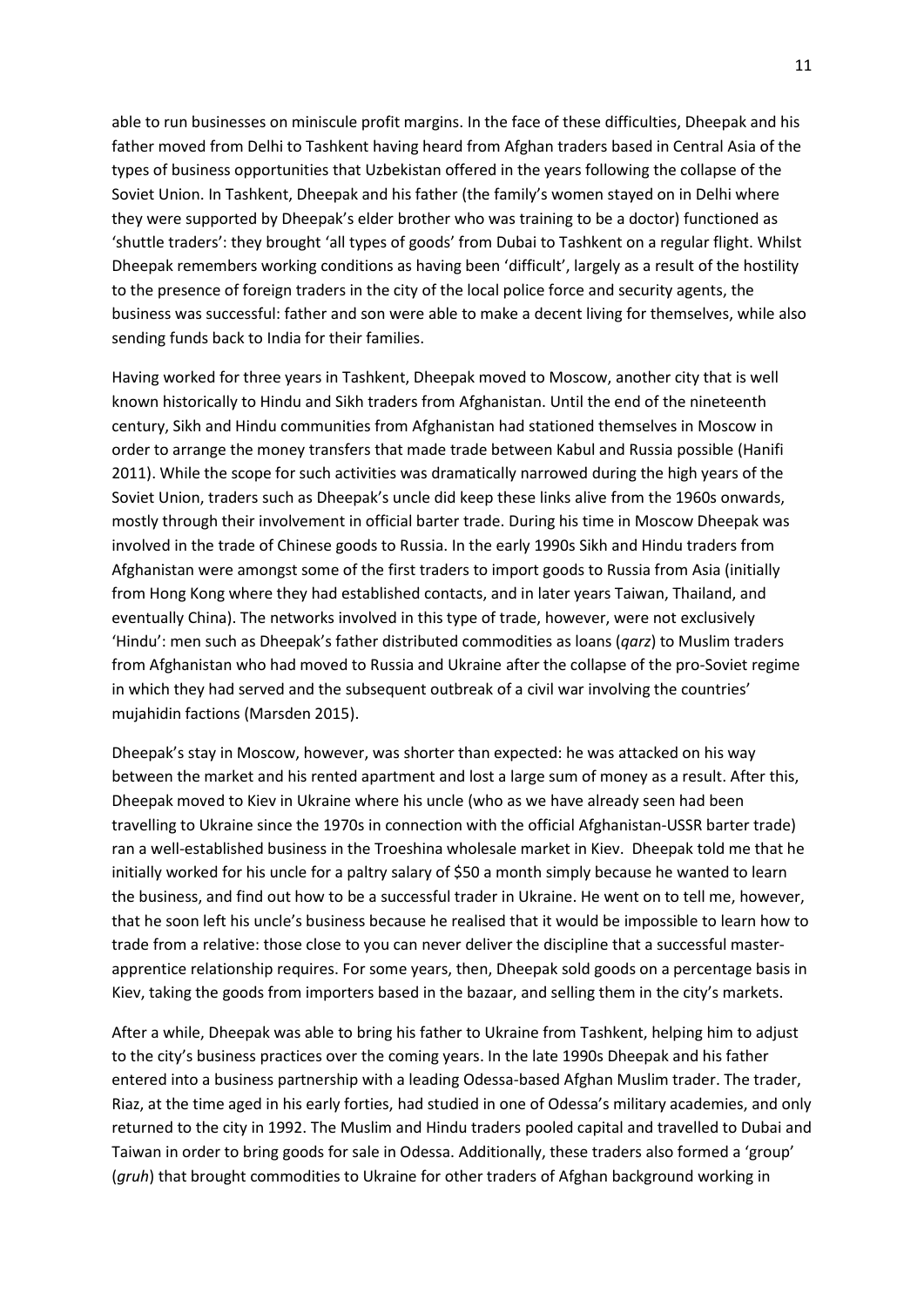able to run businesses on miniscule profit margins. In the face of these difficulties, Dheepak and his father moved from Delhi to Tashkent having heard from Afghan traders based in Central Asia of the types of business opportunities that Uzbekistan offered in the years following the collapse of the Soviet Union. In Tashkent, Dheepak and his father (the family's women stayed on in Delhi where they were supported by Dheepak's elder brother who was training to be a doctor) functioned as 'shuttle traders': they brought 'all types of goods' from Dubai to Tashkent on a regular flight. Whilst Dheepak remembers working conditions as having been 'difficult', largely as a result of the hostility to the presence of foreign traders in the city of the local police force and security agents, the business was successful: father and son were able to make a decent living for themselves, while also sending funds back to India for their families.

Having worked for three years in Tashkent, Dheepak moved to Moscow, another city that is well known historically to Hindu and Sikh traders from Afghanistan. Until the end of the nineteenth century, Sikh and Hindu communities from Afghanistan had stationed themselves in Moscow in order to arrange the money transfers that made trade between Kabul and Russia possible (Hanifi 2011). While the scope for such activities was dramatically narrowed during the high years of the Soviet Union, traders such as Dheepak's uncle did keep these links alive from the 1960s onwards, mostly through their involvement in official barter trade. During his time in Moscow Dheepak was involved in the trade of Chinese goods to Russia. In the early 1990s Sikh and Hindu traders from Afghanistan were amongst some of the first traders to import goods to Russia from Asia (initially from Hong Kong where they had established contacts, and in later years Taiwan, Thailand, and eventually China). The networks involved in this type of trade, however, were not exclusively 'Hindu': men such as Dheepak's father distributed commodities as loans (*qarz*) to Muslim traders from Afghanistan who had moved to Russia and Ukraine after the collapse of the pro-Soviet regime in which they had served and the subsequent outbreak of a civil war involving the countries' mujahidin factions (Marsden 2015).

Dheepak's stay in Moscow, however, was shorter than expected: he was attacked on his way between the market and his rented apartment and lost a large sum of money as a result. After this, Dheepak moved to Kiev in Ukraine where his uncle (who as we have already seen had been travelling to Ukraine since the 1970s in connection with the official Afghanistan-USSR barter trade) ran a well-established business in the Troeshina wholesale market in Kiev. Dheepak told me that he initially worked for his uncle for a paltry salary of $50 a month simply because he wanted to learn the business, and find out how to be a successful trader in Ukraine. He went on to tell me, however, that he soon left his uncle's business because he realised that it would be impossible to learn how to trade from a relative: those close to you can never deliver the discipline that a successful master-apprentice relationship requires. For some years, then, Dheepak sold goods on a percentage basis in Kiev, taking the goods from importers based in the bazaar, and selling them in the city's markets.

After a while, Dheepak was able to bring his father to Ukraine from Tashkent, helping him to adjust to the city's business practices over the coming years. In the late 1990s Dheepak and his father entered into a business partnership with a leading Odessa-based Afghan Muslim trader. The trader, Riaz, at the time aged in his early forties, had studied in one of Odessa's military academies, and only returned to the city in 1992. The Muslim and Hindu traders pooled capital and travelled to Dubai and Taiwan in order to bring goods for sale in Odessa. Additionally, these traders also formed a 'group' (*gruh*) that brought commodities to Ukraine for other traders of Afghan background working in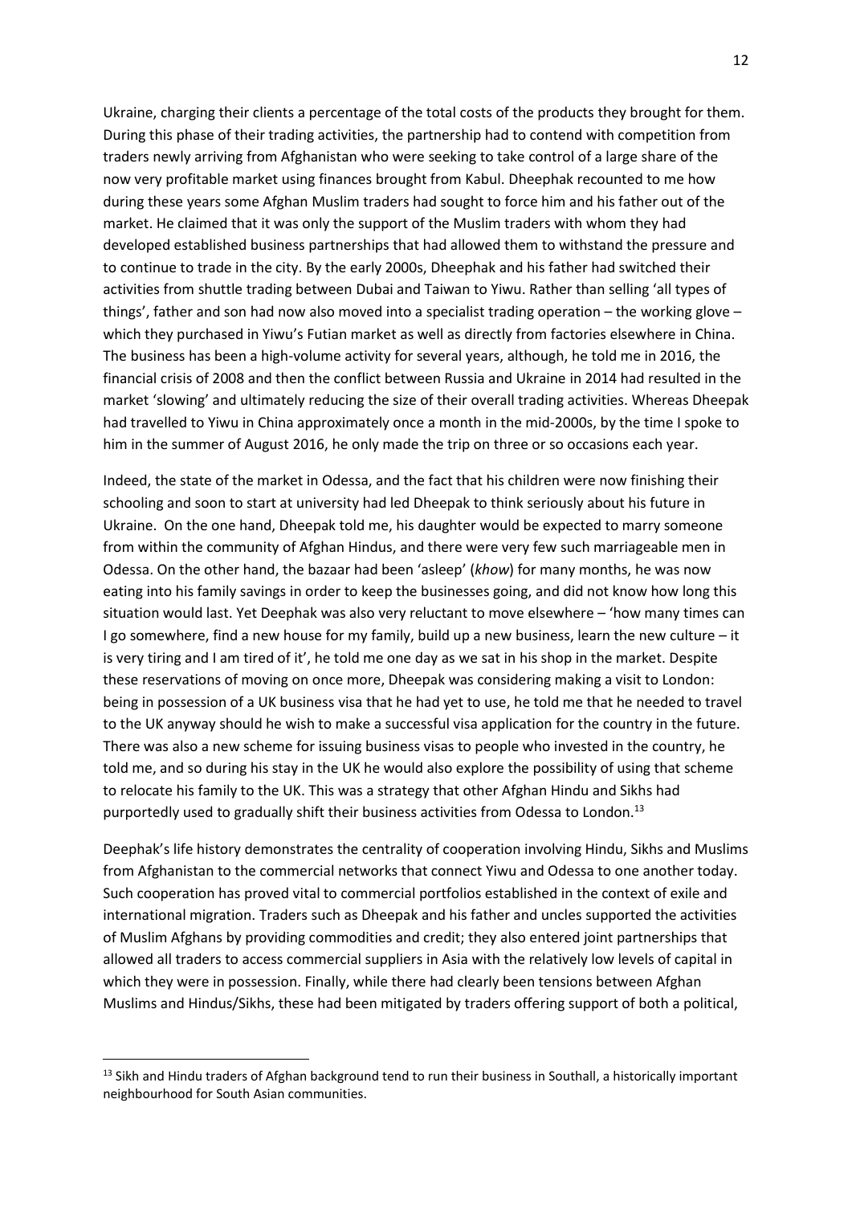Ukraine, charging their clients a percentage of the total costs of the products they brought for them. During this phase of their trading activities, the partnership had to contend with competition from traders newly arriving from Afghanistan who were seeking to take control of a large share of the now very profitable market using finances brought from Kabul. Dheephak recounted to me how during these years some Afghan Muslim traders had sought to force him and his father out of the market. He claimed that it was only the support of the Muslim traders with whom they had developed established business partnerships that had allowed them to withstand the pressure and to continue to trade in the city. By the early 2000s, Dheephak and his father had switched their activities from shuttle trading between Dubai and Taiwan to Yiwu. Rather than selling 'all types of things', father and son had now also moved into a specialist trading operation – the working glove – which they purchased in Yiwu's Futian market as well as directly from factories elsewhere in China. The business has been a high-volume activity for several years, although, he told me in 2016, the financial crisis of 2008 and then the conflict between Russia and Ukraine in 2014 had resulted in the market 'slowing' and ultimately reducing the size of their overall trading activities. Whereas Dheepak had travelled to Yiwu in China approximately once a month in the mid-2000s, by the time I spoke to him in the summer of August 2016, he only made the trip on three or so occasions each year.

Indeed, the state of the market in Odessa, and the fact that his children were now finishing their schooling and soon to start at university had led Dheepak to think seriously about his future in Ukraine. On the one hand, Dheepak told me, his daughter would be expected to marry someone from within the community of Afghan Hindus, and there were very few such marriageable men in Odessa. On the other hand, the bazaar had been 'asleep' (*khow*) for many months, he was now eating into his family savings in order to keep the businesses going, and did not know how long this situation would last. Yet Deephak was also very reluctant to move elsewhere – 'how many times can I go somewhere, find a new house for my family, build up a new business, learn the new culture – it is very tiring and I am tired of it', he told me one day as we sat in his shop in the market. Despite these reservations of moving on once more, Dheepak was considering making a visit to London: being in possession of a UK business visa that he had yet to use, he told me that he needed to travel to the UK anyway should he wish to make a successful visa application for the country in the future. There was also a new scheme for issuing business visas to people who invested in the country, he told me, and so during his stay in the UK he would also explore the possibility of using that scheme to relocate his family to the UK. This was a strategy that other Afghan Hindu and Sikhs had purportedly used to gradually shift their business activities from Odessa to London.[13]

Deephak's life history demonstrates the centrality of cooperation involving Hindu, Sikhs and Muslims from Afghanistan to the commercial networks that connect Yiwu and Odessa to one another today. Such cooperation has proved vital to commercial portfolios established in the context of exile and international migration. Traders such as Dheepak and his father and uncles supported the activities of Muslim Afghans by providing commodities and credit; they also entered joint partnerships that allowed all traders to access commercial suppliers in Asia with the relatively low levels of capital in which they were in possession. Finally, while there had clearly been tensions between Afghan Muslims and Hindus/Sikhs, these had been mitigated by traders offering support of both a political,

[13] Sikh and Hindu traders of Afghan background tend to run their business in Southall, a historically important neighbourhood for South Asian communities.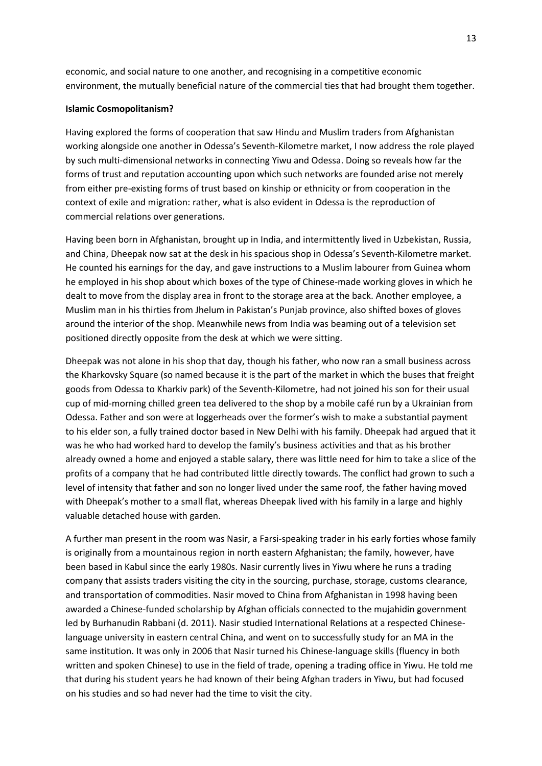economic, and social nature to one another, and recognising in a competitive economic environment, the mutually beneficial nature of the commercial ties that had brought them together.

**Islamic Cosmopolitanism?**

Having explored the forms of cooperation that saw Hindu and Muslim traders from Afghanistan working alongside one another in Odessa's Seventh-Kilometre market, I now address the role played by such multi-dimensional networks in connecting Yiwu and Odessa. Doing so reveals how far the forms of trust and reputation accounting upon which such networks are founded arise not merely from either pre-existing forms of trust based on kinship or ethnicity or from cooperation in the context of exile and migration: rather, what is also evident in Odessa is the reproduction of commercial relations over generations.

Having been born in Afghanistan, brought up in India, and intermittently lived in Uzbekistan, Russia, and China, Dheepak now sat at the desk in his spacious shop in Odessa's Seventh-Kilometre market. He counted his earnings for the day, and gave instructions to a Muslim labourer from Guinea whom he employed in his shop about which boxes of the type of Chinese-made working gloves in which he dealt to move from the display area in front to the storage area at the back. Another employee, a Muslim man in his thirties from Jhelum in Pakistan's Punjab province, also shifted boxes of gloves around the interior of the shop. Meanwhile news from India was beaming out of a television set positioned directly opposite from the desk at which we were sitting.

Dheepak was not alone in his shop that day, though his father, who now ran a small business across the Kharkovsky Square (so named because it is the part of the market in which the buses that freight goods from Odessa to Kharkiv park) of the Seventh-Kilometre, had not joined his son for their usual cup of mid-morning chilled green tea delivered to the shop by a mobile café run by a Ukrainian from Odessa. Father and son were at loggerheads over the former's wish to make a substantial payment to his elder son, a fully trained doctor based in New Delhi with his family. Dheepak had argued that it was he who had worked hard to develop the family's business activities and that as his brother already owned a home and enjoyed a stable salary, there was little need for him to take a slice of the profits of a company that he had contributed little directly towards. The conflict had grown to such a level of intensity that father and son no longer lived under the same roof, the father having moved with Dheepak's mother to a small flat, whereas Dheepak lived with his family in a large and highly valuable detached house with garden.

A further man present in the room was Nasir, a Farsi-speaking trader in his early forties whose family is originally from a mountainous region in north eastern Afghanistan; the family, however, have been based in Kabul since the early 1980s. Nasir currently lives in Yiwu where he runs a trading company that assists traders visiting the city in the sourcing, purchase, storage, customs clearance, and transportation of commodities. Nasir moved to China from Afghanistan in 1998 having been awarded a Chinese-funded scholarship by Afghan officials connected to the mujahidin government led by Burhanudin Rabbani (d. 2011). Nasir studied International Relations at a respected Chinese-language university in eastern central China, and went on to successfully study for an MA in the same institution. It was only in 2006 that Nasir turned his Chinese-language skills (fluency in both written and spoken Chinese) to use in the field of trade, opening a trading office in Yiwu. He told me that during his student years he had known of their being Afghan traders in Yiwu, but had focused on his studies and so had never had the time to visit the city.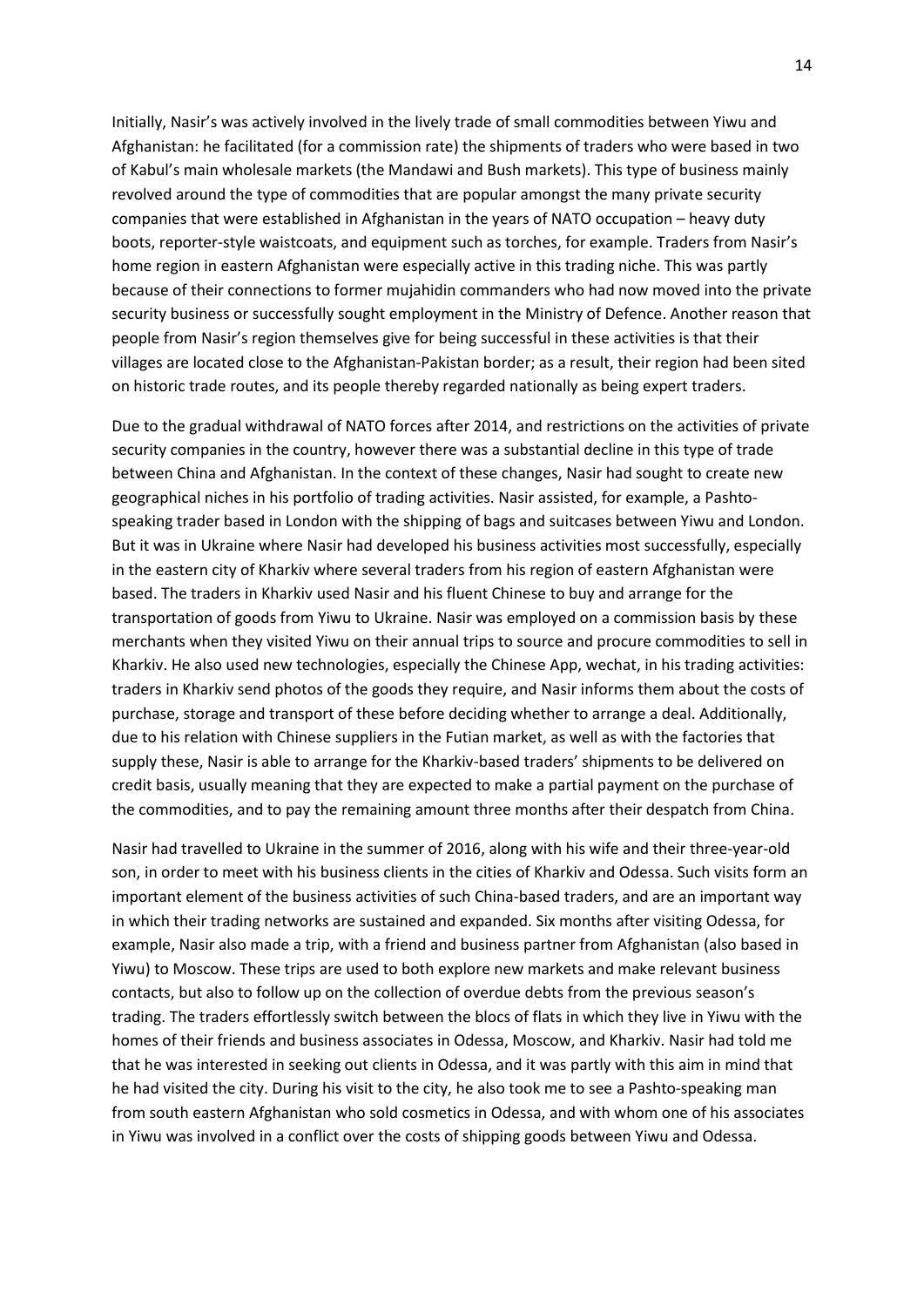Initially, Nasir's was actively involved in the lively trade of small commodities between Yiwu and Afghanistan: he facilitated (for a commission rate) the shipments of traders who were based in two of Kabul's main wholesale markets (the Mandawi and Bush markets). This type of business mainly revolved around the type of commodities that are popular amongst the many private security companies that were established in Afghanistan in the years of NATO occupation – heavy duty boots, reporter-style waistcoats, and equipment such as torches, for example. Traders from Nasir's home region in eastern Afghanistan were especially active in this trading niche. This was partly because of their connections to former mujahidin commanders who had now moved into the private security business or successfully sought employment in the Ministry of Defence. Another reason that people from Nasir's region themselves give for being successful in these activities is that their villages are located close to the Afghanistan-Pakistan border; as a result, their region had been sited on historic trade routes, and its people thereby regarded nationally as being expert traders.

Due to the gradual withdrawal of NATO forces after 2014, and restrictions on the activities of private security companies in the country, however there was a substantial decline in this type of trade between China and Afghanistan. In the context of these changes, Nasir had sought to create new geographical niches in his portfolio of trading activities. Nasir assisted, for example, a Pashto-speaking trader based in London with the shipping of bags and suitcases between Yiwu and London. But it was in Ukraine where Nasir had developed his business activities most successfully, especially in the eastern city of Kharkiv where several traders from his region of eastern Afghanistan were based. The traders in Kharkiv used Nasir and his fluent Chinese to buy and arrange for the transportation of goods from Yiwu to Ukraine. Nasir was employed on a commission basis by these merchants when they visited Yiwu on their annual trips to source and procure commodities to sell in Kharkiv. He also used new technologies, especially the Chinese App, wechat, in his trading activities: traders in Kharkiv send photos of the goods they require, and Nasir informs them about the costs of purchase, storage and transport of these before deciding whether to arrange a deal. Additionally, due to his relation with Chinese suppliers in the Futian market, as well as with the factories that supply these, Nasir is able to arrange for the Kharkiv-based traders' shipments to be delivered on credit basis, usually meaning that they are expected to make a partial payment on the purchase of the commodities, and to pay the remaining amount three months after their despatch from China.

Nasir had travelled to Ukraine in the summer of 2016, along with his wife and their three-year-old son, in order to meet with his business clients in the cities of Kharkiv and Odessa. Such visits form an important element of the business activities of such China-based traders, and are an important way in which their trading networks are sustained and expanded. Six months after visiting Odessa, for example, Nasir also made a trip, with a friend and business partner from Afghanistan (also based in Yiwu) to Moscow. These trips are used to both explore new markets and make relevant business contacts, but also to follow up on the collection of overdue debts from the previous season's trading. The traders effortlessly switch between the blocs of flats in which they live in Yiwu with the homes of their friends and business associates in Odessa, Moscow, and Kharkiv. Nasir had told me that he was interested in seeking out clients in Odessa, and it was partly with this aim in mind that he had visited the city. During his visit to the city, he also took me to see a Pashto-speaking man from south eastern Afghanistan who sold cosmetics in Odessa, and with whom one of his associates in Yiwu was involved in a conflict over the costs of shipping goods between Yiwu and Odessa.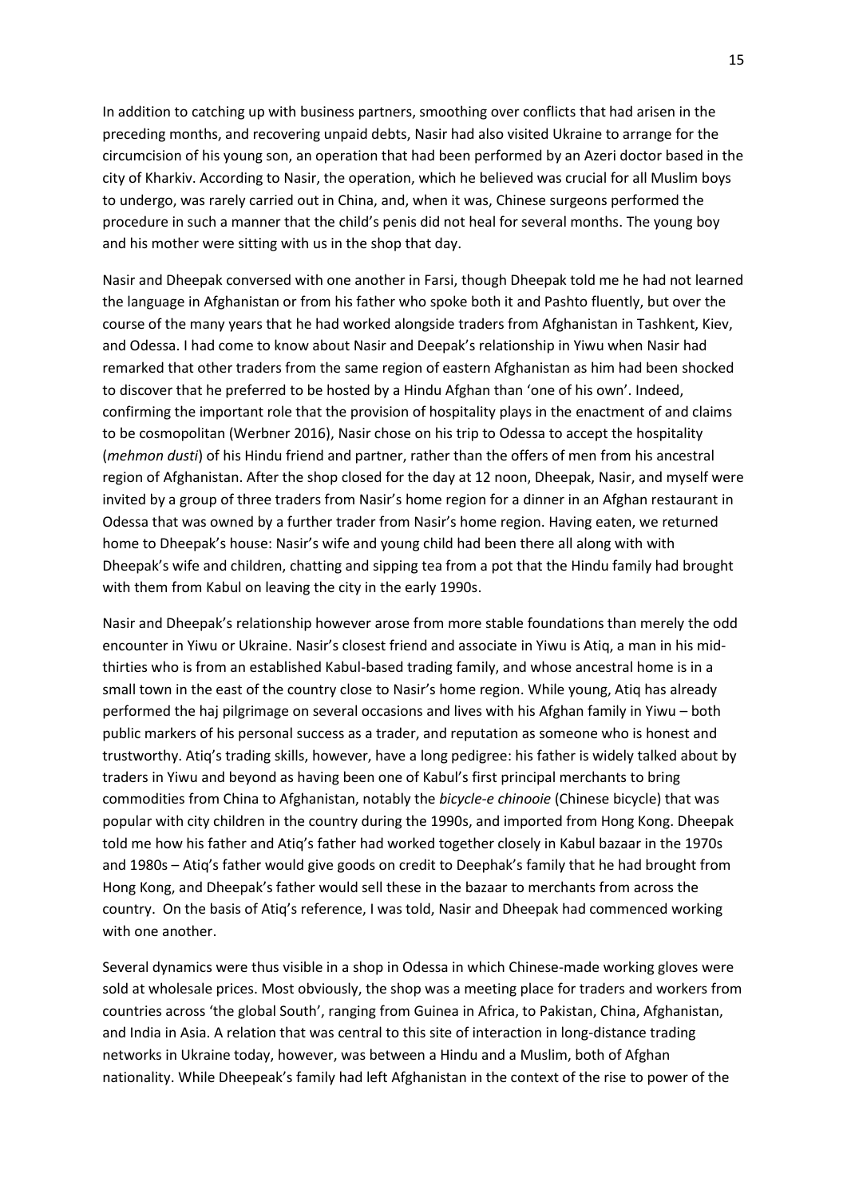In addition to catching up with business partners, smoothing over conflicts that had arisen in the preceding months, and recovering unpaid debts, Nasir had also visited Ukraine to arrange for the circumcision of his young son, an operation that had been performed by an Azeri doctor based in the city of Kharkiv. According to Nasir, the operation, which he believed was crucial for all Muslim boys to undergo, was rarely carried out in China, and, when it was, Chinese surgeons performed the procedure in such a manner that the child's penis did not heal for several months. The young boy and his mother were sitting with us in the shop that day.

Nasir and Dheepak conversed with one another in Farsi, though Dheepak told me he had not learned the language in Afghanistan or from his father who spoke both it and Pashto fluently, but over the course of the many years that he had worked alongside traders from Afghanistan in Tashkent, Kiev, and Odessa. I had come to know about Nasir and Deepak's relationship in Yiwu when Nasir had remarked that other traders from the same region of eastern Afghanistan as him had been shocked to discover that he preferred to be hosted by a Hindu Afghan than 'one of his own'. Indeed, confirming the important role that the provision of hospitality plays in the enactment of and claims to be cosmopolitan (Werbner 2016), Nasir chose on his trip to Odessa to accept the hospitality (*mehmon dusti*) of his Hindu friend and partner, rather than the offers of men from his ancestral region of Afghanistan. After the shop closed for the day at 12 noon, Dheepak, Nasir, and myself were invited by a group of three traders from Nasir's home region for a dinner in an Afghan restaurant in Odessa that was owned by a further trader from Nasir's home region. Having eaten, we returned home to Dheepak's house: Nasir's wife and young child had been there all along with with Dheepak's wife and children, chatting and sipping tea from a pot that the Hindu family had brought with them from Kabul on leaving the city in the early 1990s.

Nasir and Dheepak's relationship however arose from more stable foundations than merely the odd encounter in Yiwu or Ukraine. Nasir's closest friend and associate in Yiwu is Atiq, a man in his mid-thirties who is from an established Kabul-based trading family, and whose ancestral home is in a small town in the east of the country close to Nasir's home region. While young, Atiq has already performed the haj pilgrimage on several occasions and lives with his Afghan family in Yiwu – both public markers of his personal success as a trader, and reputation as someone who is honest and trustworthy. Atiq's trading skills, however, have a long pedigree: his father is widely talked about by traders in Yiwu and beyond as having been one of Kabul's first principal merchants to bring commodities from China to Afghanistan, notably the *bicycle-e chinooie* (Chinese bicycle) that was popular with city children in the country during the 1990s, and imported from Hong Kong. Dheepak told me how his father and Atiq's father had worked together closely in Kabul bazaar in the 1970s and 1980s – Atiq's father would give goods on credit to Deephak's family that he had brought from Hong Kong, and Dheepak's father would sell these in the bazaar to merchants from across the country. On the basis of Atiq's reference, I was told, Nasir and Dheepak had commenced working with one another.

Several dynamics were thus visible in a shop in Odessa in which Chinese-made working gloves were sold at wholesale prices. Most obviously, the shop was a meeting place for traders and workers from countries across 'the global South', ranging from Guinea in Africa, to Pakistan, China, Afghanistan, and India in Asia. A relation that was central to this site of interaction in long-distance trading networks in Ukraine today, however, was between a Hindu and a Muslim, both of Afghan nationality. While Dheepeak's family had left Afghanistan in the context of the rise to power of the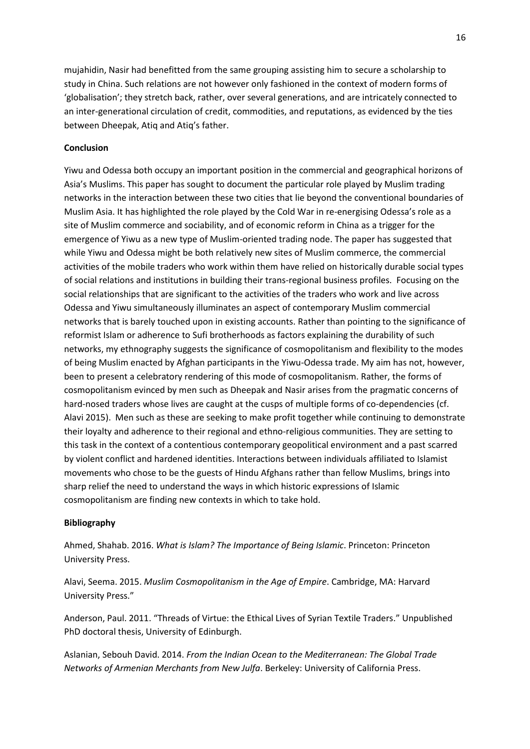mujahidin, Nasir had benefitted from the same grouping assisting him to secure a scholarship to study in China. Such relations are not however only fashioned in the context of modern forms of 'globalisation'; they stretch back, rather, over several generations, and are intricately connected to an inter-generational circulation of credit, commodities, and reputations, as evidenced by the ties between Dheepak, Atiq and Atiq's father.

**Conclusion**

Yiwu and Odessa both occupy an important position in the commercial and geographical horizons of Asia's Muslims. This paper has sought to document the particular role played by Muslim trading networks in the interaction between these two cities that lie beyond the conventional boundaries of Muslim Asia. It has highlighted the role played by the Cold War in re-energising Odessa's role as a site of Muslim commerce and sociability, and of economic reform in China as a trigger for the emergence of Yiwu as a new type of Muslim-oriented trading node. The paper has suggested that while Yiwu and Odessa might be both relatively new sites of Muslim commerce, the commercial activities of the mobile traders who work within them have relied on historically durable social types of social relations and institutions in building their trans-regional business profiles. Focusing on the social relationships that are significant to the activities of the traders who work and live across Odessa and Yiwu simultaneously illuminates an aspect of contemporary Muslim commercial networks that is barely touched upon in existing accounts. Rather than pointing to the significance of reformist Islam or adherence to Sufi brotherhoods as factors explaining the durability of such networks, my ethnography suggests the significance of cosmopolitanism and flexibility to the modes of being Muslim enacted by Afghan participants in the Yiwu-Odessa trade. My aim has not, however, been to present a celebratory rendering of this mode of cosmopolitanism. Rather, the forms of cosmopolitanism evinced by men such as Dheepak and Nasir arises from the pragmatic concerns of hard-nosed traders whose lives are caught at the cusps of multiple forms of co-dependencies (cf. Alavi 2015). Men such as these are seeking to make profit together while continuing to demonstrate their loyalty and adherence to their regional and ethno-religious communities. They are setting to this task in the context of a contentious contemporary geopolitical environment and a past scarred by violent conflict and hardened identities. Interactions between individuals affiliated to Islamist movements who chose to be the guests of Hindu Afghans rather than fellow Muslims, brings into sharp relief the need to understand the ways in which historic expressions of Islamic cosmopolitanism are finding new contexts in which to take hold.

**Bibliography**

Ahmed, Shahab. 2016. *What is Islam? The Importance of Being Islamic*. Princeton: Princeton University Press.

Alavi, Seema. 2015. *Muslim Cosmopolitanism in the Age of Empire*. Cambridge, MA: Harvard University Press."

Anderson, Paul. 2011. "Threads of Virtue: the Ethical Lives of Syrian Textile Traders." Unpublished PhD doctoral thesis, University of Edinburgh.

Aslanian, Sebouh David. 2014. *From the Indian Ocean to the Mediterranean: The Global Trade Networks of Armenian Merchants from New Julfa*. Berkeley: University of California Press.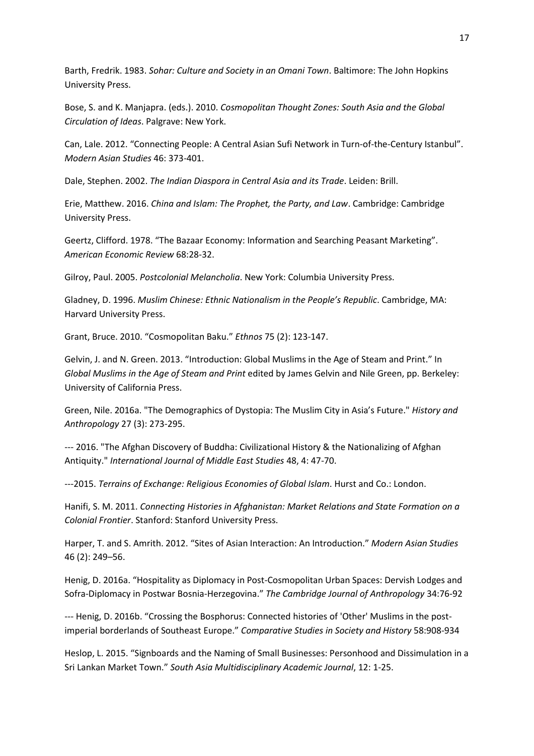Barth, Fredrik. 1983. *Sohar: Culture and Society in an Omani Town*. Baltimore: The John Hopkins University Press.

Bose, S. and K. Manjapra. (eds.). 2010. *Cosmopolitan Thought Zones: South Asia and the Global Circulation of Ideas*. Palgrave: New York.

Can, Lale. 2012. "Connecting People: A Central Asian Sufi Network in Turn-of-the-Century Istanbul". *Modern Asian Studies* 46: 373-401.

Dale, Stephen. 2002. *The Indian Diaspora in Central Asia and its Trade*. Leiden: Brill.

Erie, Matthew. 2016. *China and Islam: The Prophet, the Party, and Law*. Cambridge: Cambridge University Press.

Geertz, Clifford. 1978. "The Bazaar Economy: Information and Searching Peasant Marketing". *American Economic Review* 68:28-32.

Gilroy, Paul. 2005. *Postcolonial Melancholia*. New York: Columbia University Press.

Gladney, D. 1996. *Muslim Chinese: Ethnic Nationalism in the People's Republic*. Cambridge, MA: Harvard University Press.

Grant, Bruce. 2010. "Cosmopolitan Baku." *Ethnos* 75 (2): 123-147.

Gelvin, J. and N. Green. 2013. "Introduction: Global Muslims in the Age of Steam and Print." In *Global Muslims in the Age of Steam and Print* edited by James Gelvin and Nile Green, pp. Berkeley: University of California Press.

Green, Nile. 2016a. "The Demographics of Dystopia: The Muslim City in Asia's Future." *History and Anthropology* 27 (3): 273-295.

--- 2016. "The Afghan Discovery of Buddha: Civilizational History & the Nationalizing of Afghan Antiquity." *International Journal of Middle East Studies* 48, 4: 47-70.

---2015. *Terrains of Exchange: Religious Economies of Global Islam*. Hurst and Co.: London.

Hanifi, S. M. 2011. *Connecting Histories in Afghanistan: Market Relations and State Formation on a Colonial Frontier*. Stanford: Stanford University Press.

Harper, T. and S. Amrith. 2012. "Sites of Asian Interaction: An Introduction." *Modern Asian Studies* 46 (2): 249–56.

Henig, D. 2016a. "Hospitality as Diplomacy in Post-Cosmopolitan Urban Spaces: Dervish Lodges and Sofra-Diplomacy in Postwar Bosnia-Herzegovina." *The Cambridge Journal of Anthropology* 34:76-92

--- Henig, D. 2016b. "Crossing the Bosphorus: Connected histories of 'Other' Muslims in the post-imperial borderlands of Southeast Europe." *Comparative Studies in Society and History* 58:908-934

Heslop, L. 2015. "Signboards and the Naming of Small Businesses: Personhood and Dissimulation in a Sri Lankan Market Town." *South Asia Multidisciplinary Academic Journal*, 12: 1-25.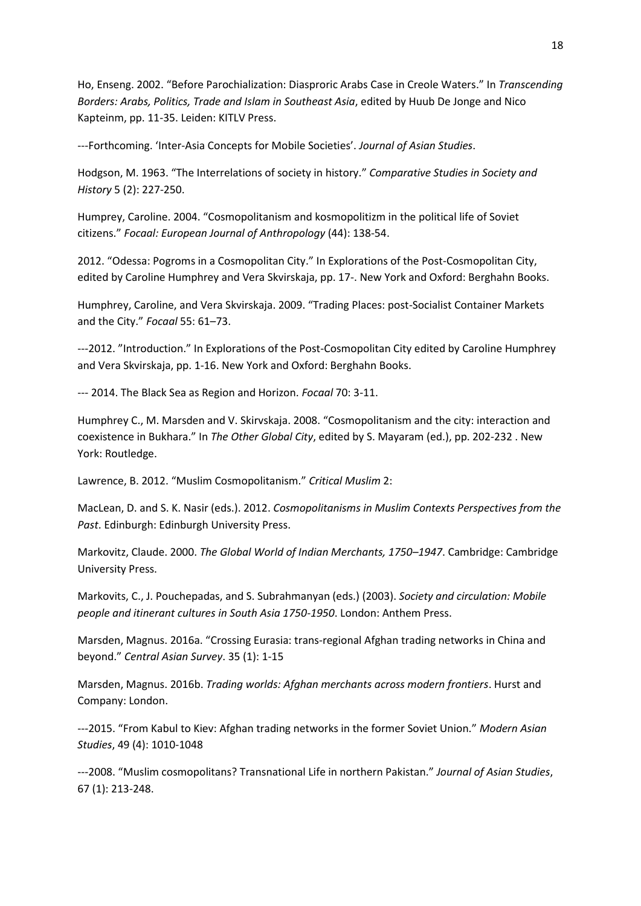Ho, Enseng. 2002. “Before Parochialization: Diasproric Arabs Case in Creole Waters.” In *Transcending Borders: Arabs, Politics, Trade and Islam in Southeast Asia*, edited by Huub De Jonge and Nico Kapteinm, pp. 11-35. Leiden: KITLV Press.

---Forthcoming. ‘Inter-Asia Concepts for Mobile Societies’. *Journal of Asian Studies*.

Hodgson, M. 1963. “The Interrelations of society in history.” *Comparative Studies in Society and History* 5 (2): 227-250.

Humprey, Caroline. 2004. “Cosmopolitanism and kosmopolitizm in the political life of Soviet citizens.” *Focaal: European Journal of Anthropology* (44): 138-54.

2012. “Odessa: Pogroms in a Cosmopolitan City.” In Explorations of the Post-Cosmopolitan City, edited by Caroline Humphrey and Vera Skvirskaja, pp. 17-. New York and Oxford: Berghahn Books.

Humphrey, Caroline, and Vera Skvirskaja. 2009. “Trading Places: post-Socialist Container Markets and the City.” *Focaal* 55: 61–73.

---2012. ”Introduction.” In Explorations of the Post-Cosmopolitan City edited by Caroline Humphrey and Vera Skvirskaja, pp. 1-16. New York and Oxford: Berghahn Books.

--- 2014. The Black Sea as Region and Horizon. *Focaal* 70: 3-11.

Humphrey C., M. Marsden and V. Skirvskaja. 2008. “Cosmopolitanism and the city: interaction and coexistence in Bukhara.” In *The Other Global City*, edited by S. Mayaram (ed.), pp. 202-232 . New York: Routledge.

Lawrence, B. 2012. “Muslim Cosmopolitanism.” *Critical Muslim* 2:

MacLean, D. and S. K. Nasir (eds.). 2012. *Cosmopolitanisms in Muslim Contexts Perspectives from the Past*. Edinburgh: Edinburgh University Press.

Markovitz, Claude. 2000. *The Global World of Indian Merchants, 1750–1947*. Cambridge: Cambridge University Press.

Markovits, C., J. Pouchepadas, and S. Subrahmanyan (eds.) (2003). *Society and circulation: Mobile people and itinerant cultures in South Asia 1750-1950*. London: Anthem Press.

Marsden, Magnus. 2016a. “Crossing Eurasia: trans-regional Afghan trading networks in China and beyond.” *Central Asian Survey*. 35 (1): 1-15

Marsden, Magnus. 2016b. *Trading worlds: Afghan merchants across modern frontiers*. Hurst and Company: London.

---2015. “From Kabul to Kiev: Afghan trading networks in the former Soviet Union.” *Modern Asian Studies*, 49 (4): 1010-1048

---2008. “Muslim cosmopolitans? Transnational Life in northern Pakistan.” *Journal of Asian Studies*, 67 (1): 213-248.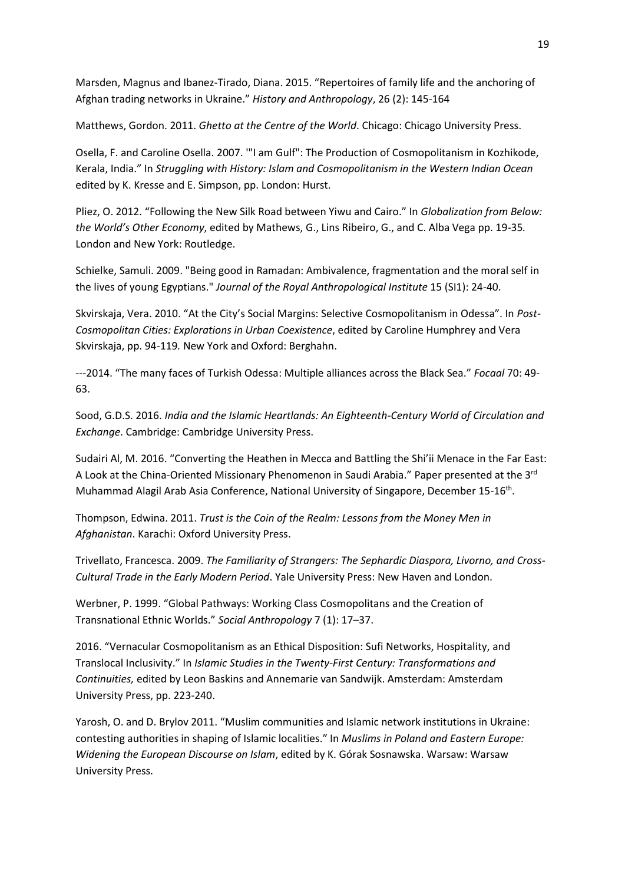Marsden, Magnus and Ibanez-Tirado, Diana. 2015. "Repertoires of family life and the anchoring of Afghan trading networks in Ukraine." *History and Anthropology*, 26 (2): 145-164

Matthews, Gordon. 2011. *Ghetto at the Centre of the World*. Chicago: Chicago University Press.

Osella, F. and Caroline Osella. 2007. '"I am Gulf": The Production of Cosmopolitanism in Kozhikode, Kerala, India." In *Struggling with History: Islam and Cosmopolitanism in the Western Indian Ocean* edited by K. Kresse and E. Simpson, pp. London: Hurst.

Pliez, O. 2012. "Following the New Silk Road between Yiwu and Cairo." In *Globalization from Below: the World's Other Economy*, edited by Mathews, G., Lins Ribeiro, G., and C. Alba Vega pp. 19-35*.* London and New York: Routledge.

Schielke, Samuli. 2009. "Being good in Ramadan: Ambivalence, fragmentation and the moral self in the lives of young Egyptians." *Journal of the Royal Anthropological Institute* 15 (SI1): 24-40.

Skvirskaja, Vera. 2010. "At the City's Social Margins: Selective Cosmopolitanism in Odessa". In *Post-Cosmopolitan Cities: Explorations in Urban Coexistence*, edited by Caroline Humphrey and Vera Skvirskaja, pp. 94-119*.* New York and Oxford: Berghahn.

---2014. "The many faces of Turkish Odessa: Multiple alliances across the Black Sea." *Focaal* 70: 49-63.

Sood, G.D.S. 2016. *India and the Islamic Heartlands: An Eighteenth-Century World of Circulation and Exchange*. Cambridge: Cambridge University Press.

Sudairi Al, M. 2016. "Converting the Heathen in Mecca and Battling the Shi'ii Menace in the Far East: A Look at the China-Oriented Missionary Phenomenon in Saudi Arabia." Paper presented at the 3rd Muhammad Alagil Arab Asia Conference, National University of Singapore, December 15-16th.

Thompson, Edwina. 2011. *Trust is the Coin of the Realm: Lessons from the Money Men in Afghanistan*. Karachi: Oxford University Press.

Trivellato, Francesca. 2009. *The Familiarity of Strangers: The Sephardic Diaspora, Livorno, and Cross-Cultural Trade in the Early Modern Period*. Yale University Press: New Haven and London.

Werbner, P. 1999. "Global Pathways: Working Class Cosmopolitans and the Creation of Transnational Ethnic Worlds." *Social Anthropology* 7 (1): 17–37.

2016. "Vernacular Cosmopolitanism as an Ethical Disposition: Sufi Networks, Hospitality, and Translocal Inclusivity." In *Islamic Studies in the Twenty-First Century: Transformations and Continuities,* edited by Leon Baskins and Annemarie van Sandwijk. Amsterdam: Amsterdam University Press, pp. 223-240.

Yarosh, O. and D. Brylov 2011. "Muslim communities and Islamic network institutions in Ukraine: contesting authorities in shaping of Islamic localities." In *Muslims in Poland and Eastern Europe: Widening the European Discourse on Islam*, edited by K. Górak Sosnawska. Warsaw: Warsaw University Press.